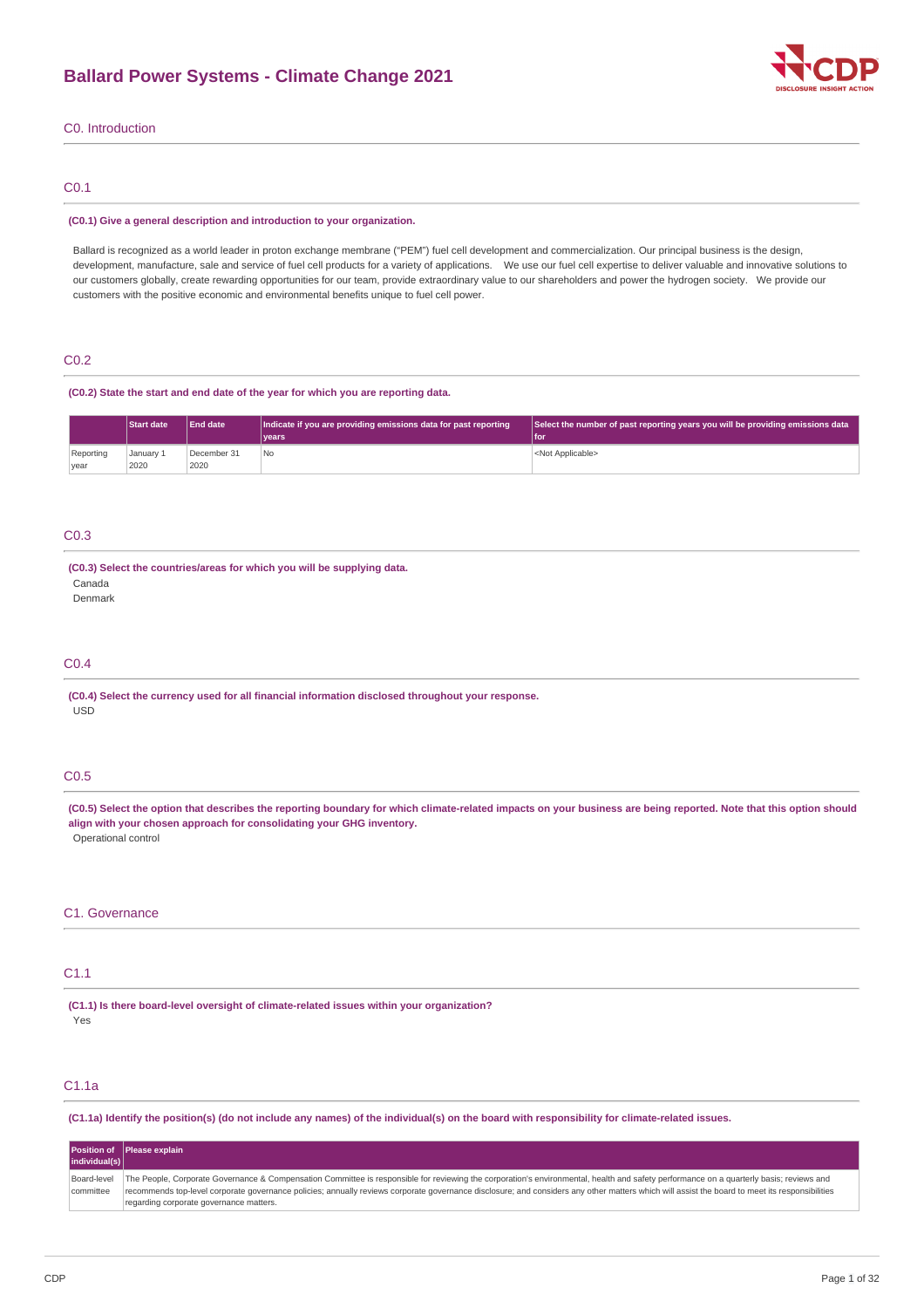# Ballard Power Systems - Climate Change 2021

## C0. Introduction

### C0.1

**(C0.1) Give a general description and introduction to your organization.**

Ballard is recognized as a world leader in proton exchange membrane ("PEM") fuel cell development and commercialization. Our principal business is the design, development, manufacture, sale and service of fuel cell products for a variety of applications. We use our fuel cell expertise to deliver valuable and innovative solutions to our customers globally, create rewarding opportunities for our team, provide extraordinary value to our shareholders and power the hydrogen society. We provide our customers with the positive economic and environmental benefits unique to fuel cell power.

### C0.2

**(C0.2) State the start and end date of the year for which you are reporting data.**

| | Start date | End date | Indicate if you are providing emissions data for past reporting years | Select the number of past reporting years you will be providing emissions data for |
|---|---|---|---|---|
| Reporting year | January 1 2020 | December 31 2020 | No | <Not Applicable> |

### C0.3

**(C0.3) Select the countries/areas for which you will be supplying data.**

Canada
Denmark

### C0.4

**(C0.4) Select the currency used for all financial information disclosed throughout your response.**

USD

### C0.5

**(C0.5) Select the option that describes the reporting boundary for which climate-related impacts on your business are being reported. Note that this option should align with your chosen approach for consolidating your GHG inventory.**

Operational control

## C1. Governance

### C1.1

**(C1.1) Is there board-level oversight of climate-related issues within your organization?**

Yes

### C1.1a

**(C1.1a) Identify the position(s) (do not include any names) of the individual(s) on the board with responsibility for climate-related issues.**

| Position of individual(s) | Please explain |
|---|---|
| Board-level committee | The People, Corporate Governance & Compensation Committee is responsible for reviewing the corporation's environmental, health and safety performance on a quarterly basis; reviews and recommends top-level corporate governance policies; annually reviews corporate governance disclosure; and considers any other matters which will assist the board to meet its responsibilities regarding corporate governance matters. |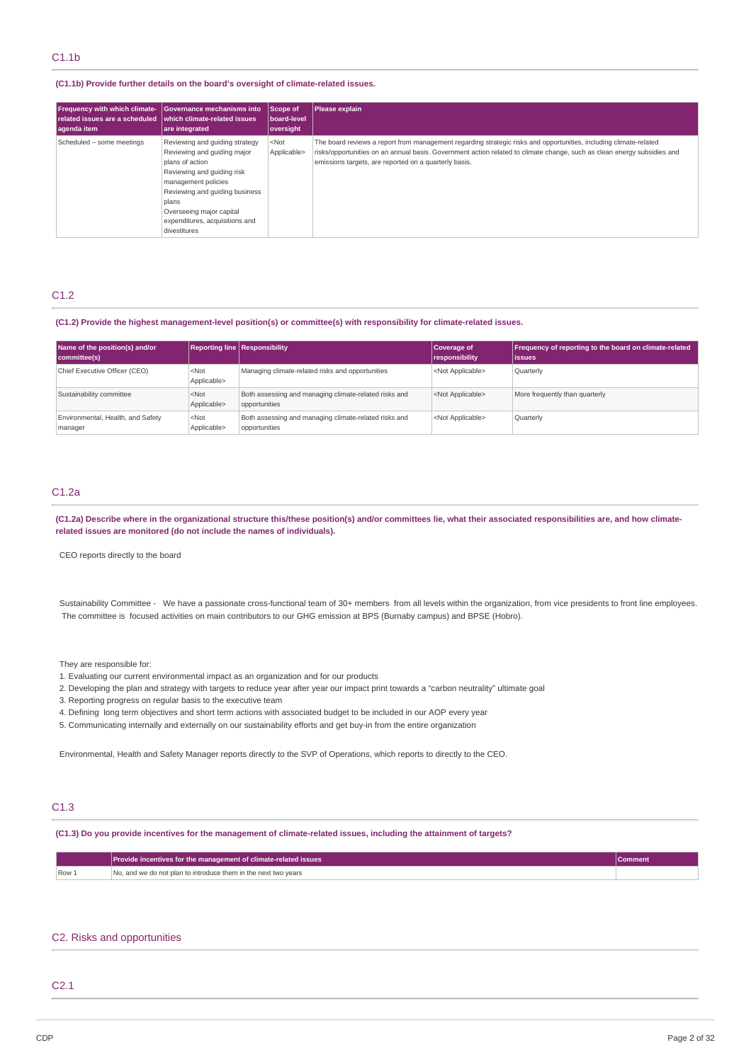## C1.1b

**(C1.1b) Provide further details on the board's oversight of climate-related issues.**

| Frequency with which climate-related issues are a scheduled agenda item | Governance mechanisms into which climate-related issues are integrated | Scope of board-level oversight | Please explain |
|---|---|---|---|
| Scheduled – some meetings | Reviewing and guiding strategy<br>Reviewing and guiding major plans of action<br>Reviewing and guiding risk management policies<br>Reviewing and guiding business plans<br>Overseeing major capital expenditures, acquisitions and divestitures | <Not Applicable> | The board reviews a report from management regarding strategic risks and opportunities, including climate-related risks/opportunities on an annual basis. Government action related to climate change, such as clean energy subsidies and emissions targets, are reported on a quarterly basis. |

## C1.2

**(C1.2) Provide the highest management-level position(s) or committee(s) with responsibility for climate-related issues.**

| Name of the position(s) and/or committee(s) | Reporting line | Responsibility | Coverage of responsibility | Frequency of reporting to the board on climate-related issues |
|---|---|---|---|---|
| Chief Executive Officer (CEO) | <Not Applicable> | Managing climate-related risks and opportunities | <Not Applicable> | Quarterly |
| Sustainability committee | <Not Applicable> | Both assessing and managing climate-related risks and opportunities | <Not Applicable> | More frequently than quarterly |
| Environmental, Health, and Safety manager | <Not Applicable> | Both assessing and managing climate-related risks and opportunities | <Not Applicable> | Quarterly |

## C1.2a

**(C1.2a) Describe where in the organizational structure this/these position(s) and/or committees lie, what their associated responsibilities are, and how climate-related issues are monitored (do not include the names of individuals).**

CEO reports directly to the board

Sustainability Committee - We have a passionate cross-functional team of 30+ members from all levels within the organization, from vice presidents to front line employees. The committee is focused activities on main contributors to our GHG emission at BPS (Burnaby campus) and BPSE (Hobro).

They are responsible for:

1. Evaluating our current environmental impact as an organization and for our products
2. Developing the plan and strategy with targets to reduce year after year our impact print towards a "carbon neutrality" ultimate goal
3. Reporting progress on regular basis to the executive team
4. Defining long term objectives and short term actions with associated budget to be included in our AOP every year
5. Communicating internally and externally on our sustainability efforts and get buy-in from the entire organization

Environmental, Health and Safety Manager reports directly to the SVP of Operations, which reports to directly to the CEO.

## C1.3

**(C1.3) Do you provide incentives for the management of climate-related issues, including the attainment of targets?**

| | Provide incentives for the management of climate-related issues | Comment |
|---|---|---|
| Row 1 | No, and we do not plan to introduce them in the next two years | |

# C2. Risks and opportunities

## C2.1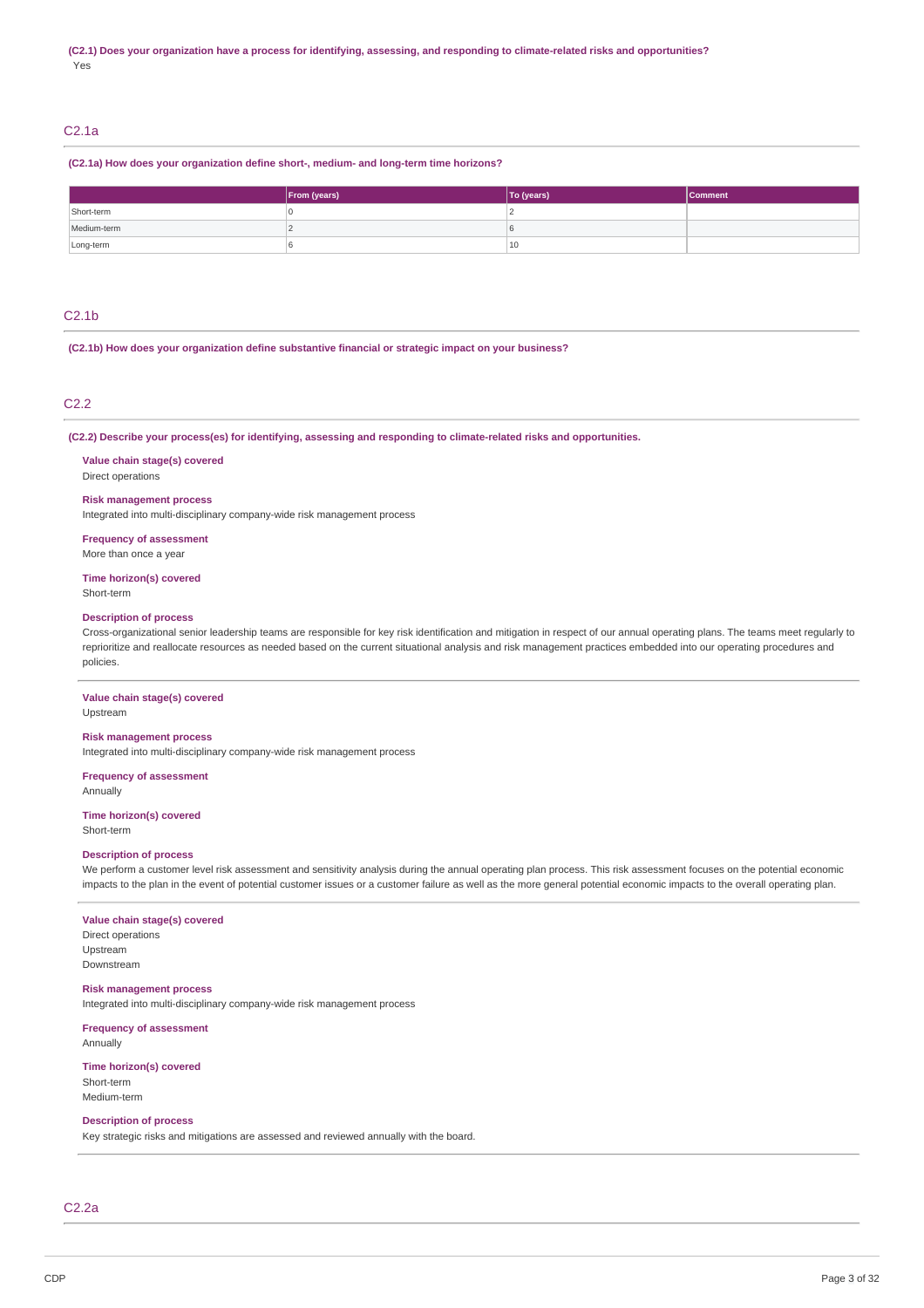**(C2.1) Does your organization have a process for identifying, assessing, and responding to climate-related risks and opportunities?**

Yes

## C2.1a

**(C2.1a) How does your organization define short-, medium- and long-term time horizons?**

| | From (years) | To (years) | Comment |
|---|---|---|---|
| Short-term | 0 | 2 | |
| Medium-term | 2 | 6 | |
| Long-term | 6 | 10 | |

## C2.1b

**(C2.1b) How does your organization define substantive financial or strategic impact on your business?**

## C2.2

**(C2.2) Describe your process(es) for identifying, assessing and responding to climate-related risks and opportunities.**

**Value chain stage(s) covered**
Direct operations

**Risk management process**
Integrated into multi-disciplinary company-wide risk management process

**Frequency of assessment**
More than once a year

**Time horizon(s) covered**
Short-term

**Description of process**
Cross-organizational senior leadership teams are responsible for key risk identification and mitigation in respect of our annual operating plans. The teams meet regularly to reprioritize and reallocate resources as needed based on the current situational analysis and risk management practices embedded into our operating procedures and policies.

---

**Value chain stage(s) covered**
Upstream

**Risk management process**
Integrated into multi-disciplinary company-wide risk management process

**Frequency of assessment**
Annually

**Time horizon(s) covered**
Short-term

**Description of process**
We perform a customer level risk assessment and sensitivity analysis during the annual operating plan process. This risk assessment focuses on the potential economic impacts to the plan in the event of potential customer issues or a customer failure as well as the more general potential economic impacts to the overall operating plan.

---

**Value chain stage(s) covered**
Direct operations
Upstream
Downstream

**Risk management process**
Integrated into multi-disciplinary company-wide risk management process

**Frequency of assessment**
Annually

**Time horizon(s) covered**
Short-term
Medium-term

**Description of process**
Key strategic risks and mitigations are assessed and reviewed annually with the board.

## C2.2a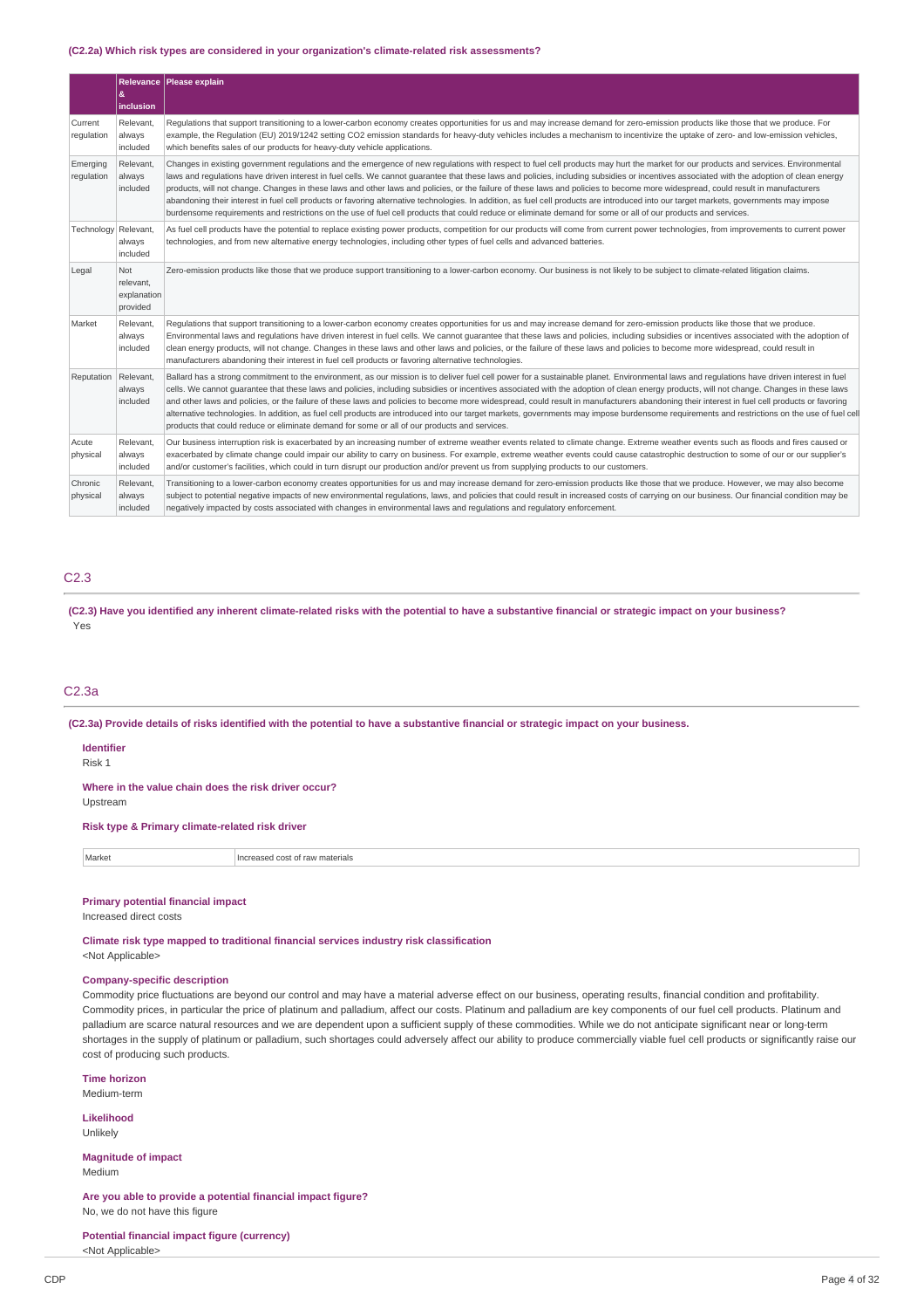**(C2.2a) Which risk types are considered in your organization's climate-related risk assessments?**

| | Relevance & inclusion | Please explain |
|---|---|---|
| Current regulation | Relevant, always included | Regulations that support transitioning to a lower-carbon economy creates opportunities for us and may increase demand for zero-emission products like those that we produce. For example, the Regulation (EU) 2019/1242 setting CO2 emission standards for heavy-duty vehicles includes a mechanism to incentivize the uptake of zero- and low-emission vehicles, which benefits sales of our products for heavy-duty vehicle applications. |
| Emerging regulation | Relevant, always included | Changes in existing government regulations and the emergence of new regulations with respect to fuel cell products may hurt the market for our products and services. Environmental laws and regulations have driven interest in fuel cells. We cannot guarantee that these laws and policies, including subsidies or incentives associated with the adoption of clean energy products, will not change. Changes in these laws and other laws and policies, or the failure of these laws and policies to become more widespread, could result in manufacturers abandoning their interest in fuel cell products or favoring alternative technologies. In addition, as fuel cell products are introduced into our target markets, governments may impose burdensome requirements and restrictions on the use of fuel cell products that could reduce or eliminate demand for some or all of our products and services. |
| Technology | Relevant, always included | As fuel cell products have the potential to replace existing power products, competition for our products will come from current power technologies, from improvements to current power technologies, and from new alternative energy technologies, including other types of fuel cells and advanced batteries. |
| Legal | Not relevant, explanation provided | Zero-emission products like those that we produce support transitioning to a lower-carbon economy. Our business is not likely to be subject to climate-related litigation claims. |
| Market | Relevant, always included | Regulations that support transitioning to a lower-carbon economy creates opportunities for us and may increase demand for zero-emission products like those that we produce. Environmental laws and regulations have driven interest in fuel cells. We cannot guarantee that these laws and policies, including subsidies or incentives associated with the adoption of clean energy products, will not change. Changes in these laws and other laws and policies, or the failure of these laws and policies to become more widespread, could result in manufacturers abandoning their interest in fuel cell products or favoring alternative technologies. |
| Reputation | Relevant, always included | Ballard has a strong commitment to the environment, as our mission is to deliver fuel cell power for a sustainable planet. Environmental laws and regulations have driven interest in fuel cells. We cannot guarantee that these laws and policies, including subsidies or incentives associated with the adoption of clean energy products, will not change. Changes in these laws and other laws and policies, or the failure of these laws and policies to become more widespread, could result in manufacturers abandoning their interest in fuel cell products or favoring alternative technologies. In addition, as fuel cell products are introduced into our target markets, governments may impose burdensome requirements and restrictions on the use of fuel cell products that could reduce or eliminate demand for some or all of our products and services. |
| Acute physical | Relevant, always included | Our business interruption risk is exacerbated by an increasing number of extreme weather events related to climate change. Extreme weather events such as floods and fires caused or exacerbated by climate change could impair our ability to carry on business. For example, extreme weather events could cause catastrophic destruction to some of our or our supplier's and/or customer's facilities, which could in turn disrupt our production and/or prevent us from supplying products to our customers. |
| Chronic physical | Relevant, always included | Transitioning to a lower-carbon economy creates opportunities for us and may increase demand for zero-emission products like those that we produce. However, we may also become subject to potential negative impacts of new environmental regulations, laws, and policies that could result in increased costs of carrying on our business. Our financial condition may be negatively impacted by costs associated with changes in environmental laws and regulations and regulatory enforcement. |

## C2.3

**(C2.3) Have you identified any inherent climate-related risks with the potential to have a substantive financial or strategic impact on your business?**

Yes

## C2.3a

**(C2.3a) Provide details of risks identified with the potential to have a substantive financial or strategic impact on your business.**

**Identifier**

Risk 1

**Where in the value chain does the risk driver occur?**

Upstream

**Risk type & Primary climate-related risk driver**

| Market | Increased cost of raw materials |
|---|---|

**Primary potential financial impact**

Increased direct costs

**Climate risk type mapped to traditional financial services industry risk classification**

<Not Applicable>

**Company-specific description**

Commodity price fluctuations are beyond our control and may have a material adverse effect on our business, operating results, financial condition and profitability. Commodity prices, in particular the price of platinum and palladium, affect our costs. Platinum and palladium are key components of our fuel cell products. Platinum and palladium are scarce natural resources and we are dependent upon a sufficient supply of these commodities. While we do not anticipate significant near or long-term shortages in the supply of platinum or palladium, such shortages could adversely affect our ability to produce commercially viable fuel cell products or significantly raise our cost of producing such products.

**Time horizon**

Medium-term

**Likelihood**

Unlikely

**Magnitude of impact**

Medium

**Are you able to provide a potential financial impact figure?**

No, we do not have this figure

**Potential financial impact figure (currency)**

<Not Applicable>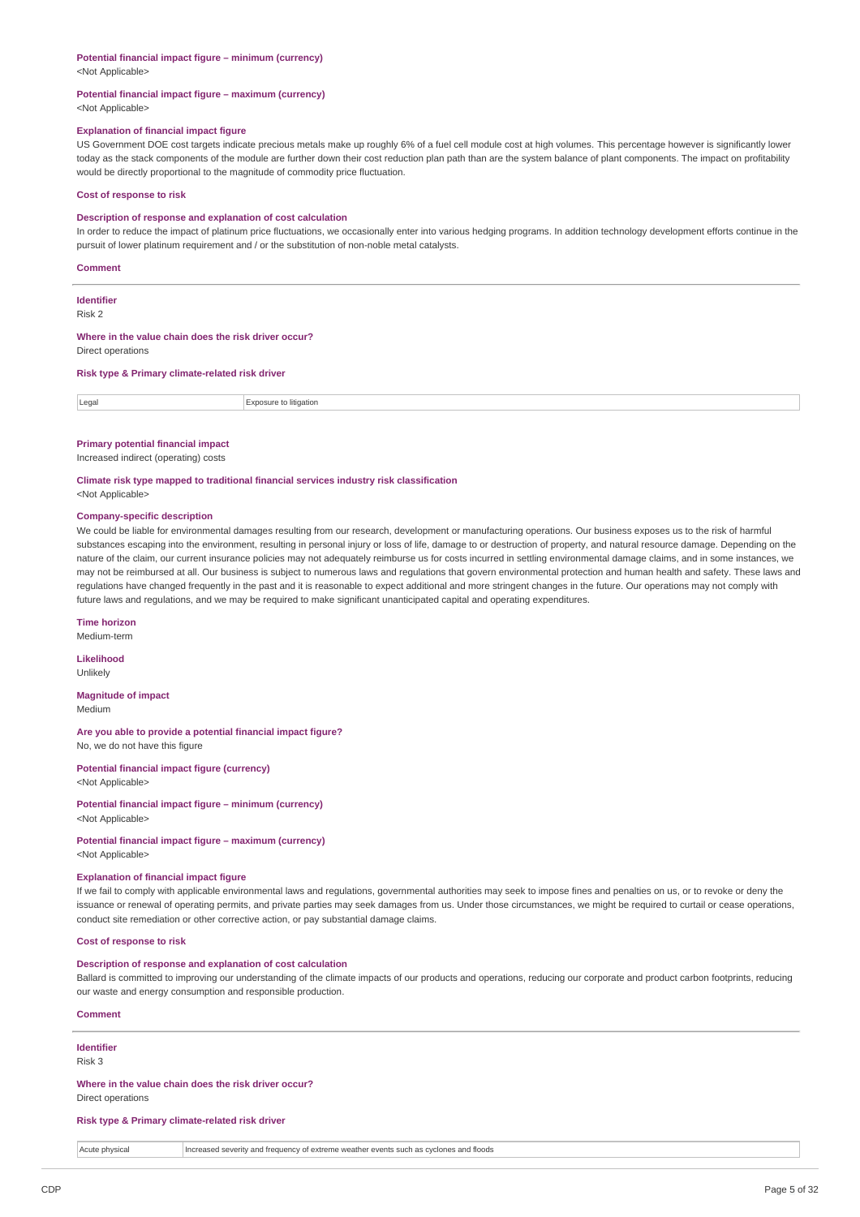**Potential financial impact figure – minimum (currency)**
<Not Applicable>

**Potential financial impact figure – maximum (currency)**
<Not Applicable>

**Explanation of financial impact figure**
US Government DOE cost targets indicate precious metals make up roughly 6% of a fuel cell module cost at high volumes. This percentage however is significantly lower today as the stack components of the module are further down their cost reduction plan path than are the system balance of plant components. The impact on profitability would be directly proportional to the magnitude of commodity price fluctuation.

**Cost of response to risk**

**Description of response and explanation of cost calculation**
In order to reduce the impact of platinum price fluctuations, we occasionally enter into various hedging programs. In addition technology development efforts continue in the pursuit of lower platinum requirement and / or the substitution of non-noble metal catalysts.

**Comment**

---

**Identifier**
Risk 2

**Where in the value chain does the risk driver occur?**
Direct operations

**Risk type & Primary climate-related risk driver**

| Legal | Exposure to litigation |
|---|---|

**Primary potential financial impact**
Increased indirect (operating) costs

**Climate risk type mapped to traditional financial services industry risk classification**
<Not Applicable>

**Company-specific description**
We could be liable for environmental damages resulting from our research, development or manufacturing operations. Our business exposes us to the risk of harmful substances escaping into the environment, resulting in personal injury or loss of life, damage to or destruction of property, and natural resource damage. Depending on the nature of the claim, our current insurance policies may not adequately reimburse us for costs incurred in settling environmental damage claims, and in some instances, we may not be reimbursed at all. Our business is subject to numerous laws and regulations that govern environmental protection and human health and safety. These laws and regulations have changed frequently in the past and it is reasonable to expect additional and more stringent changes in the future. Our operations may not comply with future laws and regulations, and we may be required to make significant unanticipated capital and operating expenditures.

**Time horizon**
Medium-term

**Likelihood**
Unlikely

**Magnitude of impact**
Medium

**Are you able to provide a potential financial impact figure?**
No, we do not have this figure

**Potential financial impact figure (currency)**
<Not Applicable>

**Potential financial impact figure – minimum (currency)**
<Not Applicable>

**Potential financial impact figure – maximum (currency)**
<Not Applicable>

**Explanation of financial impact figure**
If we fail to comply with applicable environmental laws and regulations, governmental authorities may seek to impose fines and penalties on us, or to revoke or deny the issuance or renewal of operating permits, and private parties may seek damages from us. Under those circumstances, we might be required to curtail or cease operations, conduct site remediation or other corrective action, or pay substantial damage claims.

**Cost of response to risk**

**Description of response and explanation of cost calculation**
Ballard is committed to improving our understanding of the climate impacts of our products and operations, reducing our corporate and product carbon footprints, reducing our waste and energy consumption and responsible production.

**Comment**

---

**Identifier**
Risk 3

**Where in the value chain does the risk driver occur?**
Direct operations

**Risk type & Primary climate-related risk driver**

| Acute physical | Increased severity and frequency of extreme weather events such as cyclones and floods |
|---|---|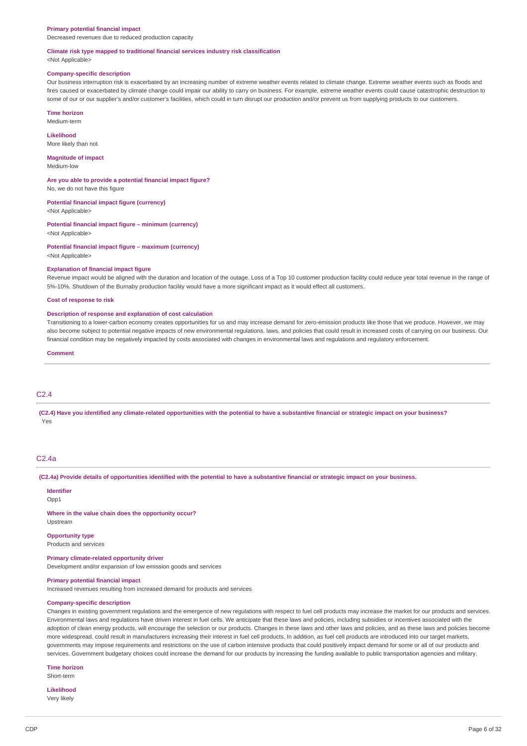**Primary potential financial impact**
Decreased revenues due to reduced production capacity

**Climate risk type mapped to traditional financial services industry risk classification**
<Not Applicable>

**Company-specific description**
Our business interruption risk is exacerbated by an increasing number of extreme weather events related to climate change. Extreme weather events such as floods and fires caused or exacerbated by climate change could impair our ability to carry on business. For example, extreme weather events could cause catastrophic destruction to some of our or our supplier's and/or customer's facilities, which could in turn disrupt our production and/or prevent us from supplying products to our customers.

**Time horizon**
Medium-term

**Likelihood**
More likely than not

**Magnitude of impact**
Medium-low

**Are you able to provide a potential financial impact figure?**
No, we do not have this figure

**Potential financial impact figure (currency)**
<Not Applicable>

**Potential financial impact figure – minimum (currency)**
<Not Applicable>

**Potential financial impact figure – maximum (currency)**
<Not Applicable>

**Explanation of financial impact figure**
Revenue impact would be aligned with the duration and location of the outage. Loss of a Top 10 customer production facility could reduce year total revenue in the range of 5%-10%. Shutdown of the Burnaby production facility would have a more significant impact as it would effect all customers.

**Cost of response to risk**

**Description of response and explanation of cost calculation**
Transitioning to a lower-carbon economy creates opportunities for us and may increase demand for zero-emission products like those that we produce. However, we may also become subject to potential negative impacts of new environmental regulations, laws, and policies that could result in increased costs of carrying on our business. Our financial condition may be negatively impacted by costs associated with changes in environmental laws and regulations and regulatory enforcement.

**Comment**

## C2.4

**(C2.4) Have you identified any climate-related opportunities with the potential to have a substantive financial or strategic impact on your business?**
Yes

## C2.4a

**(C2.4a) Provide details of opportunities identified with the potential to have a substantive financial or strategic impact on your business.**

**Identifier**
Opp1

**Where in the value chain does the opportunity occur?**
Upstream

**Opportunity type**
Products and services

**Primary climate-related opportunity driver**
Development and/or expansion of low emission goods and services

**Primary potential financial impact**
Increased revenues resulting from increased demand for products and services

**Company-specific description**
Changes in existing government regulations and the emergence of new regulations with respect to fuel cell products may increase the market for our products and services. Environmental laws and regulations have driven interest in fuel cells. We anticipate that these laws and policies, including subsidies or incentives associated with the adoption of clean energy products, will encourage the selection or our products. Changes in these laws and other laws and policies, and as these laws and policies become more widespread, could result in manufacturers increasing their interest in fuel cell products. In addition, as fuel cell products are introduced into our target markets, governments may impose requirements and restrictions on the use of carbon intensive products that could positively impact demand for some or all of our products and services. Government budgetary choices could increase the demand for our products by increasing the funding available to public transportation agencies and military.

**Time horizon**
Short-term

**Likelihood**
Very likely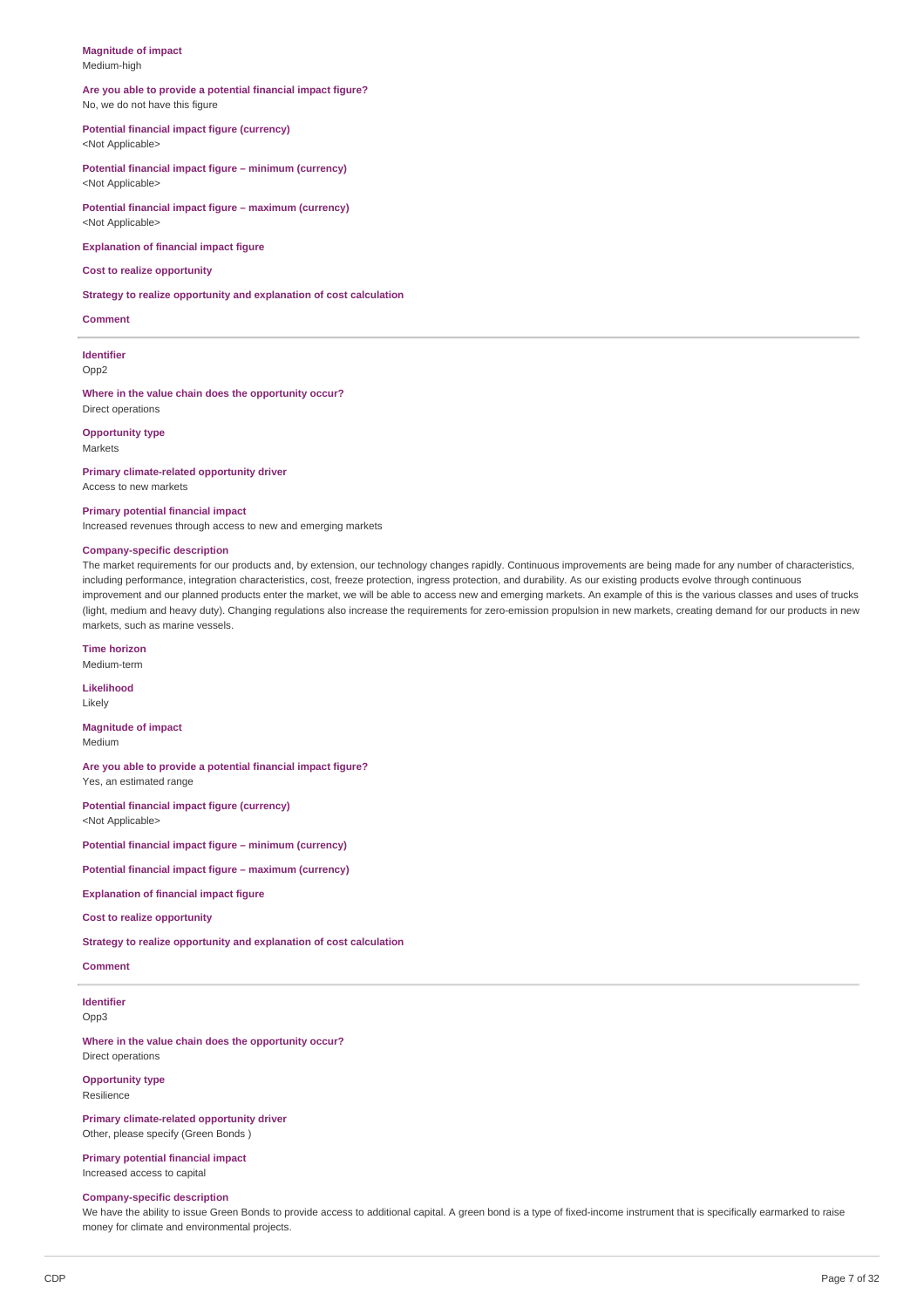**Magnitude of impact**
Medium-high

**Are you able to provide a potential financial impact figure?**
No, we do not have this figure

**Potential financial impact figure (currency)**
<Not Applicable>

**Potential financial impact figure – minimum (currency)**
<Not Applicable>

**Potential financial impact figure – maximum (currency)**
<Not Applicable>

**Explanation of financial impact figure**

**Cost to realize opportunity**

**Strategy to realize opportunity and explanation of cost calculation**

**Comment**

---

**Identifier**
Opp2

**Where in the value chain does the opportunity occur?**
Direct operations

**Opportunity type**
Markets

**Primary climate-related opportunity driver**
Access to new markets

**Primary potential financial impact**
Increased revenues through access to new and emerging markets

**Company-specific description**
The market requirements for our products and, by extension, our technology changes rapidly. Continuous improvements are being made for any number of characteristics, including performance, integration characteristics, cost, freeze protection, ingress protection, and durability. As our existing products evolve through continuous improvement and our planned products enter the market, we will be able to access new and emerging markets. An example of this is the various classes and uses of trucks (light, medium and heavy duty). Changing regulations also increase the requirements for zero-emission propulsion in new markets, creating demand for our products in new markets, such as marine vessels.

**Time horizon**
Medium-term

**Likelihood**
Likely

**Magnitude of impact**
Medium

**Are you able to provide a potential financial impact figure?**
Yes, an estimated range

**Potential financial impact figure (currency)**
<Not Applicable>

**Potential financial impact figure – minimum (currency)**

**Potential financial impact figure – maximum (currency)**

**Explanation of financial impact figure**

**Cost to realize opportunity**

**Strategy to realize opportunity and explanation of cost calculation**

**Comment**

---

**Identifier**
Opp3

**Where in the value chain does the opportunity occur?**
Direct operations

**Opportunity type**
Resilience

**Primary climate-related opportunity driver**
Other, please specify (Green Bonds )

**Primary potential financial impact**
Increased access to capital

**Company-specific description**
We have the ability to issue Green Bonds to provide access to additional capital. A green bond is a type of fixed-income instrument that is specifically earmarked to raise money for climate and environmental projects.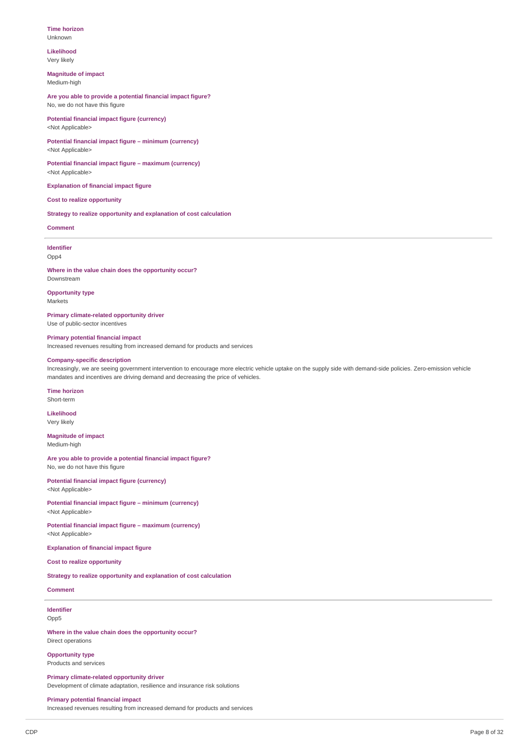**Time horizon**
Unknown

**Likelihood**
Very likely

**Magnitude of impact**
Medium-high

**Are you able to provide a potential financial impact figure?**
No, we do not have this figure

**Potential financial impact figure (currency)**
<Not Applicable>

**Potential financial impact figure – minimum (currency)**
<Not Applicable>

**Potential financial impact figure – maximum (currency)**
<Not Applicable>

**Explanation of financial impact figure**

**Cost to realize opportunity**

**Strategy to realize opportunity and explanation of cost calculation**

**Comment**

---

**Identifier**
Opp4

**Where in the value chain does the opportunity occur?**
Downstream

**Opportunity type**
Markets

**Primary climate-related opportunity driver**
Use of public-sector incentives

**Primary potential financial impact**
Increased revenues resulting from increased demand for products and services

**Company-specific description**
Increasingly, we are seeing government intervention to encourage more electric vehicle uptake on the supply side with demand-side policies. Zero-emission vehicle mandates and incentives are driving demand and decreasing the price of vehicles.

**Time horizon**
Short-term

**Likelihood**
Very likely

**Magnitude of impact**
Medium-high

**Are you able to provide a potential financial impact figure?**
No, we do not have this figure

**Potential financial impact figure (currency)**
<Not Applicable>

**Potential financial impact figure – minimum (currency)**
<Not Applicable>

**Potential financial impact figure – maximum (currency)**
<Not Applicable>

**Explanation of financial impact figure**

**Cost to realize opportunity**

**Strategy to realize opportunity and explanation of cost calculation**

**Comment**

---

**Identifier**
Opp5

**Where in the value chain does the opportunity occur?**
Direct operations

**Opportunity type**
Products and services

**Primary climate-related opportunity driver**
Development of climate adaptation, resilience and insurance risk solutions

**Primary potential financial impact**
Increased revenues resulting from increased demand for products and services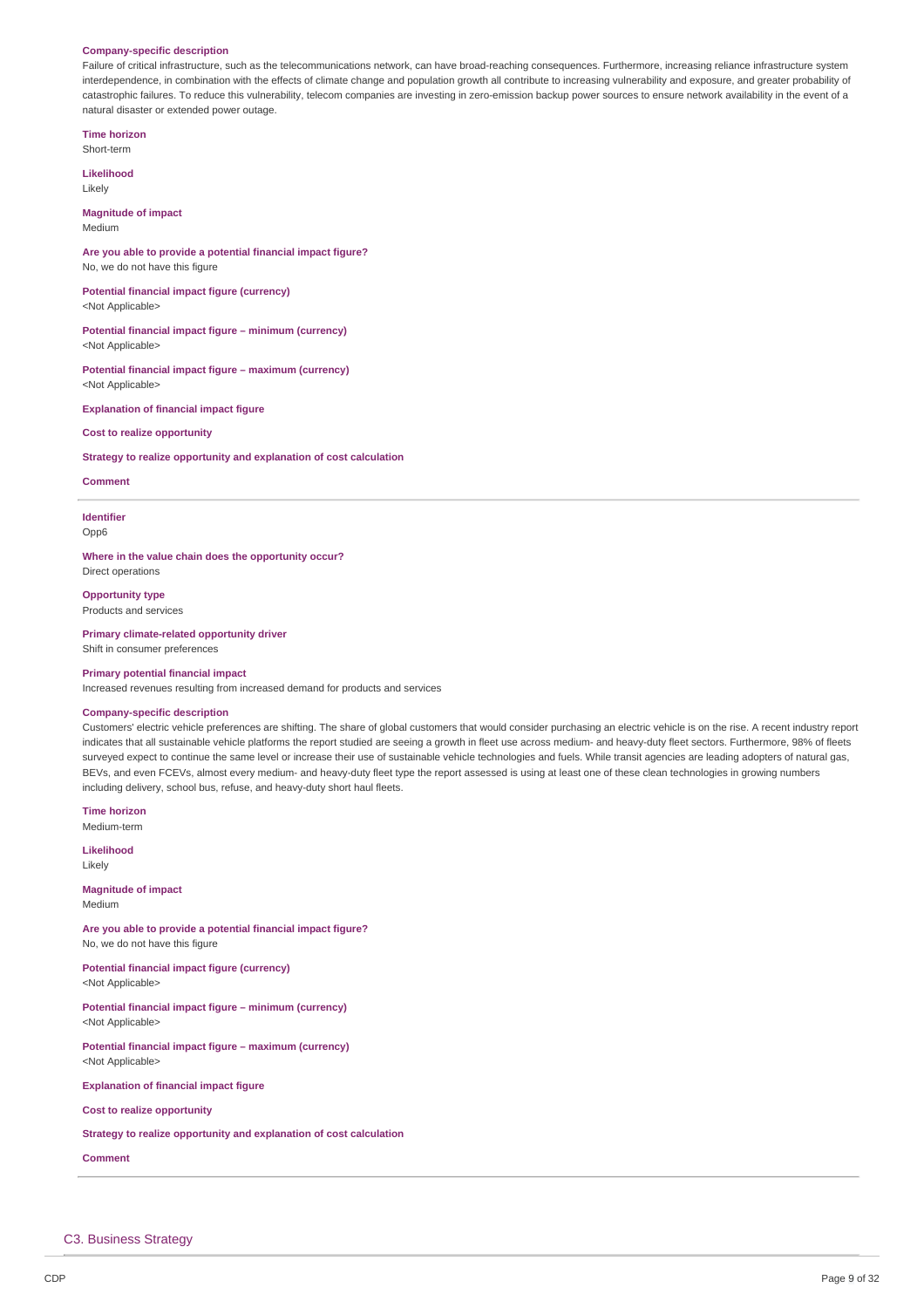**Company-specific description**

Failure of critical infrastructure, such as the telecommunications network, can have broad-reaching consequences. Furthermore, increasing reliance infrastructure system interdependence, in combination with the effects of climate change and population growth all contribute to increasing vulnerability and exposure, and greater probability of catastrophic failures. To reduce this vulnerability, telecom companies are investing in zero-emission backup power sources to ensure network availability in the event of a natural disaster or extended power outage.

**Time horizon**

Short-term

**Likelihood**

Likely

**Magnitude of impact**

Medium

**Are you able to provide a potential financial impact figure?**

No, we do not have this figure

**Potential financial impact figure (currency)**

<Not Applicable>

**Potential financial impact figure – minimum (currency)**

<Not Applicable>

**Potential financial impact figure – maximum (currency)**

<Not Applicable>

**Explanation of financial impact figure**

**Cost to realize opportunity**

**Strategy to realize opportunity and explanation of cost calculation**

**Comment**

---

**Identifier**

Opp6

**Where in the value chain does the opportunity occur?**

Direct operations

**Opportunity type**

Products and services

**Primary climate-related opportunity driver**

Shift in consumer preferences

**Primary potential financial impact**

Increased revenues resulting from increased demand for products and services

**Company-specific description**

Customers' electric vehicle preferences are shifting. The share of global customers that would consider purchasing an electric vehicle is on the rise. A recent industry report indicates that all sustainable vehicle platforms the report studied are seeing a growth in fleet use across medium- and heavy-duty fleet sectors. Furthermore, 98% of fleets surveyed expect to continue the same level or increase their use of sustainable vehicle technologies and fuels. While transit agencies are leading adopters of natural gas, BEVs, and even FCEVs, almost every medium- and heavy-duty fleet type the report assessed is using at least one of these clean technologies in growing numbers including delivery, school bus, refuse, and heavy-duty short haul fleets.

**Time horizon**

Medium-term

**Likelihood**

Likely

**Magnitude of impact**

Medium

**Are you able to provide a potential financial impact figure?**

No, we do not have this figure

**Potential financial impact figure (currency)**

<Not Applicable>

**Potential financial impact figure – minimum (currency)**

<Not Applicable>

**Potential financial impact figure – maximum (currency)**

<Not Applicable>

**Explanation of financial impact figure**

**Cost to realize opportunity**

**Strategy to realize opportunity and explanation of cost calculation**

**Comment**

---

## C3. Business Strategy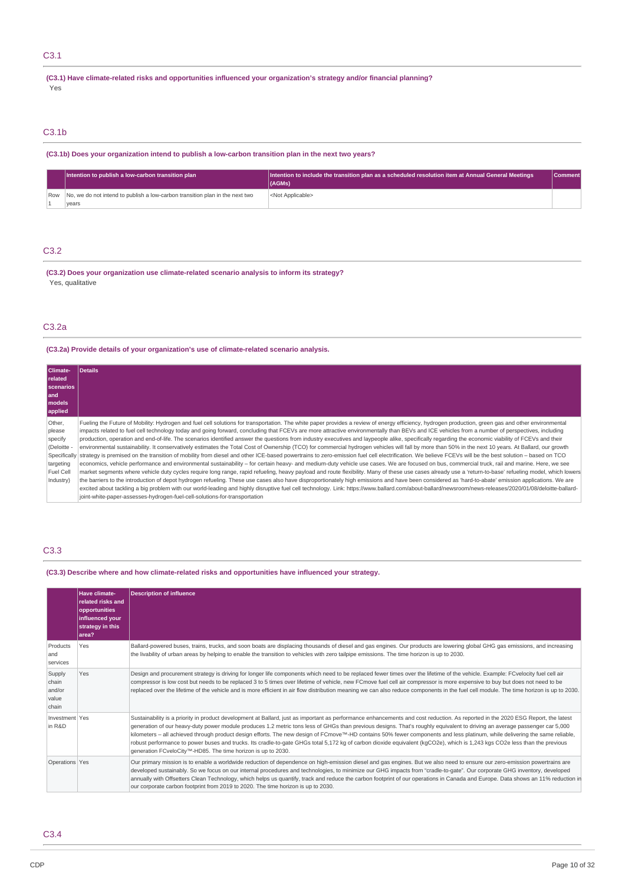## C3.1

**(C3.1) Have climate-related risks and opportunities influenced your organization's strategy and/or financial planning?**

Yes

## C3.1b

**(C3.1b) Does your organization intend to publish a low-carbon transition plan in the next two years?**

| | Intention to publish a low-carbon transition plan | Intention to include the transition plan as a scheduled resolution item at Annual General Meetings (AGMs) | Comment |
|---|---|---|---|
| Row 1 | No, we do not intend to publish a low-carbon transition plan in the next two years | <Not Applicable> | |

## C3.2

**(C3.2) Does your organization use climate-related scenario analysis to inform its strategy?**

Yes, qualitative

## C3.2a

**(C3.2a) Provide details of your organization's use of climate-related scenario analysis.**

| Climate-related scenarios and models applied | Details |
|---|---|
| Other, please specify (Deloitte - Specifically targeting Fuel Cell Industry) | Fueling the Future of Mobility: Hydrogen and fuel cell solutions for transportation. The white paper provides a review of energy efficiency, hydrogen production, green gas and other environmental impacts related to fuel cell technology today and going forward, concluding that FCEVs are more attractive environmentally than BEVs and ICE vehicles from a number of perspectives, including production, operation and end-of-life. The scenarios identified answer the questions from industry executives and laypeople alike, specifically regarding the economic viability of FCEVs and their environmental sustainability. It conservatively estimates the Total Cost of Ownership (TCO) for commercial hydrogen vehicles will fall by more than 50% in the next 10 years. At Ballard, our growth strategy is premised on the transition of mobility from diesel and other ICE-based powertrains to zero-emission fuel cell electrification. We believe FCEVs will be the best solution – based on TCO economics, vehicle performance and environmental sustainability – for certain heavy- and medium-duty vehicle use cases. We are focused on bus, commercial truck, rail and marine. Here, we see market segments where vehicle duty cycles require long range, rapid refueling, heavy payload and route flexibility. Many of these use cases already use a 'return-to-base' refueling model, which lowers the barriers to the introduction of depot hydrogen refueling. These use cases also have disproportionately high emissions and have been considered as 'hard-to-abate' emission applications. We are excited about tackling a big problem with our world-leading and highly disruptive fuel cell technology. Link: https://www.ballard.com/about-ballard/newsroom/news-releases/2020/01/08/deloitte-ballard-joint-white-paper-assesses-hydrogen-fuel-cell-solutions-for-transportation |

## C3.3

**(C3.3) Describe where and how climate-related risks and opportunities have influenced your strategy.**

| | Have climate-related risks and opportunities influenced your strategy in this area? | Description of influence |
|---|---|---|
| Products and services | Yes | Ballard-powered buses, trains, trucks, and soon boats are displacing thousands of diesel and gas engines. Our products are lowering global GHG gas emissions, and increasing the livability of urban areas by helping to enable the transition to vehicles with zero tailpipe emissions. The time horizon is up to 2030. |
| Supply chain and/or value chain | Yes | Design and procurement strategy is driving for longer life components which need to be replaced fewer times over the lifetime of the vehicle. Example: FCvelocity fuel cell air compressor is low cost but needs to be replaced 3 to 5 times over lifetime of vehicle, new FCmove fuel cell air compressor is more expensive to buy but does not need to be replaced over the lifetime of the vehicle and is more efficient in air flow distribution meaning we can also reduce components in the fuel cell module. The time horizon is up to 2030. |
| Investment in R&D | Yes | Sustainability is a priority in product development at Ballard, just as important as performance enhancements and cost reduction. As reported in the 2020 ESG Report, the latest generation of our heavy-duty power module produces 1.2 metric tons less of GHGs than previous designs. That's roughly equivalent to driving an average passenger car 5,000 kilometers – all achieved through product design efforts. The new design of FCmove™-HD contains 50% fewer components and less platinum, while delivering the same reliable, robust performance to power buses and trucks. Its cradle-to-gate GHGs total 5,172 kg of carbon dioxide equivalent (kgCO2e), which is 1,243 kgs CO2e less than the previous generation FCveloCity™-HD85. The time horizon is up to 2030. |
| Operations | Yes | Our primary mission is to enable a worldwide reduction of dependence on high-emission diesel and gas engines. But we also need to ensure our zero-emission powertrains are developed sustainably. So we focus on our internal procedures and technologies, to minimize our GHG impacts from "cradle-to-gate". Our corporate GHG inventory, developed annually with Offsetters Clean Technology, which helps us quantify, track and reduce the carbon footprint of our operations in Canada and Europe. Data shows an 11% reduction in our corporate carbon footprint from 2019 to 2020. The time horizon is up to 2030. |

## C3.4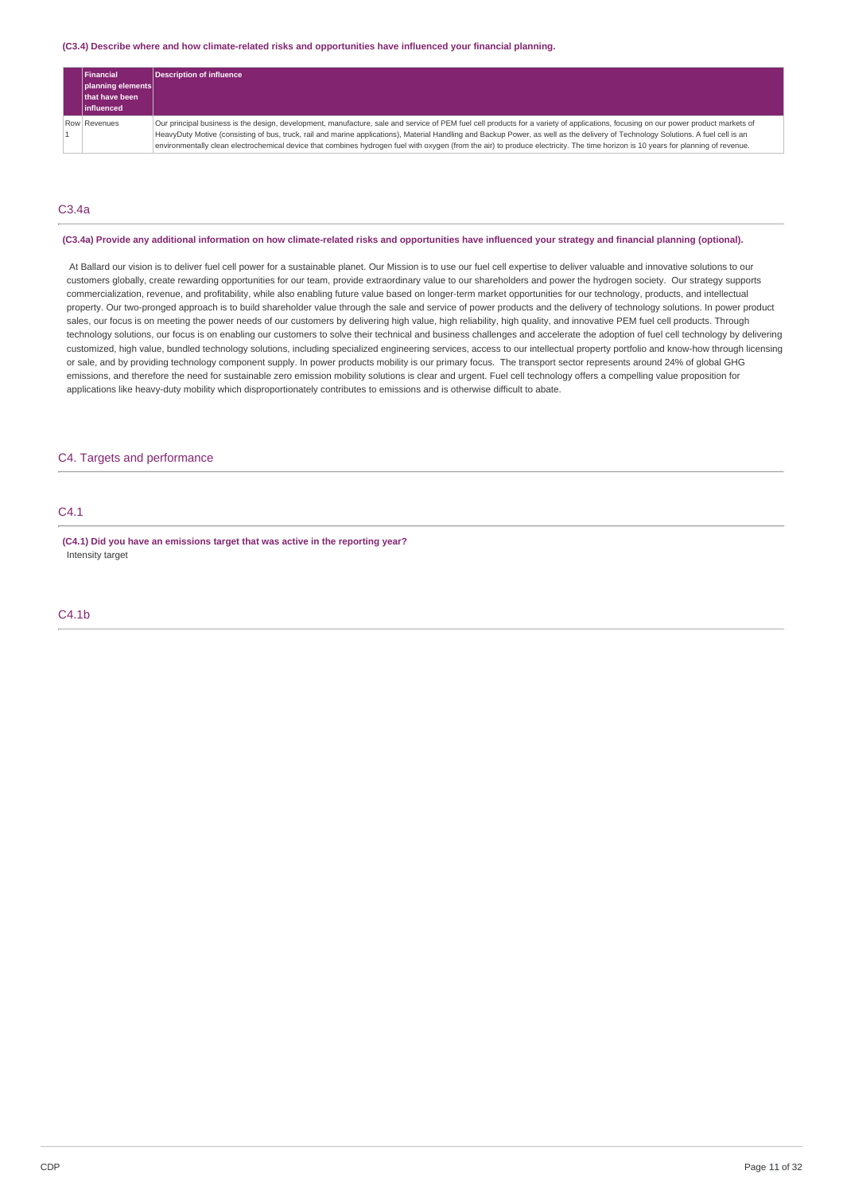**(C3.4) Describe where and how climate-related risks and opportunities have influenced your financial planning.**

| | Financial planning elements that have been influenced | Description of influence |
|---|---|---|
| Row 1 | Revenues | Our principal business is the design, development, manufacture, sale and service of PEM fuel cell products for a variety of applications, focusing on our power product markets of HeavyDuty Motive (consisting of bus, truck, rail and marine applications), Material Handling and Backup Power, as well as the delivery of Technology Solutions. A fuel cell is an environmentally clean electrochemical device that combines hydrogen fuel with oxygen (from the air) to produce electricity. The time horizon is 10 years for planning of revenue. |

## C3.4a

**(C3.4a) Provide any additional information on how climate-related risks and opportunities have influenced your strategy and financial planning (optional).**

At Ballard our vision is to deliver fuel cell power for a sustainable planet. Our Mission is to use our fuel cell expertise to deliver valuable and innovative solutions to our customers globally, create rewarding opportunities for our team, provide extraordinary value to our shareholders and power the hydrogen society. Our strategy supports commercialization, revenue, and profitability, while also enabling future value based on longer-term market opportunities for our technology, products, and intellectual property. Our two-pronged approach is to build shareholder value through the sale and service of power products and the delivery of technology solutions. In power product sales, our focus is on meeting the power needs of our customers by delivering high value, high reliability, high quality, and innovative PEM fuel cell products. Through technology solutions, our focus is on enabling our customers to solve their technical and business challenges and accelerate the adoption of fuel cell technology by delivering customized, high value, bundled technology solutions, including specialized engineering services, access to our intellectual property portfolio and know-how through licensing or sale, and by providing technology component supply. In power products mobility is our primary focus. The transport sector represents around 24% of global GHG emissions, and therefore the need for sustainable zero emission mobility solutions is clear and urgent. Fuel cell technology offers a compelling value proposition for applications like heavy-duty mobility which disproportionately contributes to emissions and is otherwise difficult to abate.

# C4. Targets and performance

## C4.1

**(C4.1) Did you have an emissions target that was active in the reporting year?**

Intensity target

## C4.1b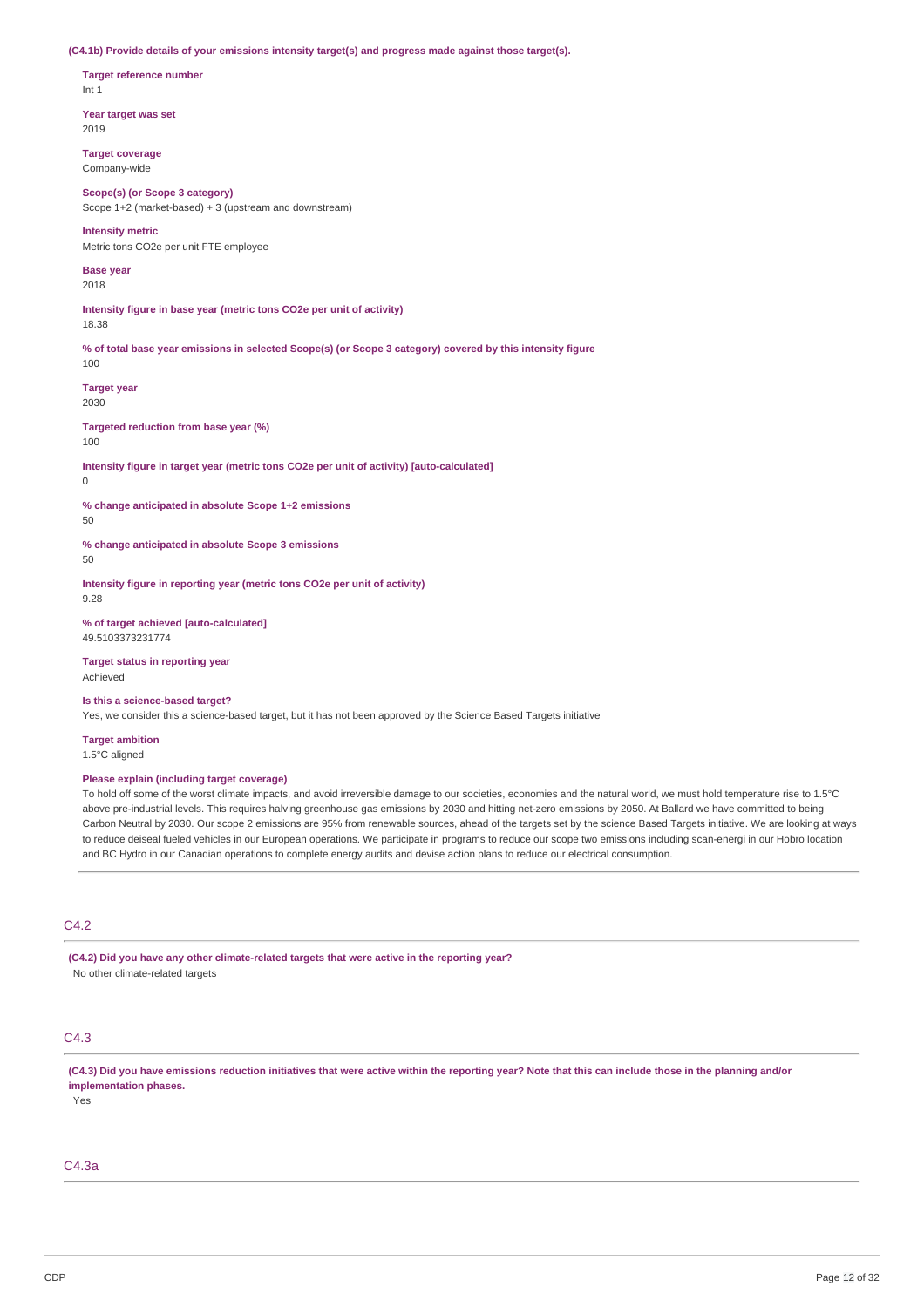**(C4.1b) Provide details of your emissions intensity target(s) and progress made against those target(s).**

**Target reference number**
Int 1

**Year target was set**
2019

**Target coverage**
Company-wide

**Scope(s) (or Scope 3 category)**
Scope 1+2 (market-based) + 3 (upstream and downstream)

**Intensity metric**
Metric tons CO2e per unit FTE employee

**Base year**
2018

**Intensity figure in base year (metric tons CO2e per unit of activity)**
18.38

**% of total base year emissions in selected Scope(s) (or Scope 3 category) covered by this intensity figure**
100

**Target year**
2030

**Targeted reduction from base year (%)**
100

**Intensity figure in target year (metric tons CO2e per unit of activity) [auto-calculated]**
0

**% change anticipated in absolute Scope 1+2 emissions**
50

**% change anticipated in absolute Scope 3 emissions**
50

**Intensity figure in reporting year (metric tons CO2e per unit of activity)**
9.28

**% of target achieved [auto-calculated]**
49.5103373231774

**Target status in reporting year**
Achieved

**Is this a science-based target?**
Yes, we consider this a science-based target, but it has not been approved by the Science Based Targets initiative

**Target ambition**
1.5°C aligned

**Please explain (including target coverage)**
To hold off some of the worst climate impacts, and avoid irreversible damage to our societies, economies and the natural world, we must hold temperature rise to 1.5°C above pre-industrial levels. This requires halving greenhouse gas emissions by 2030 and hitting net-zero emissions by 2050. At Ballard we have committed to being Carbon Neutral by 2030. Our scope 2 emissions are 95% from renewable sources, ahead of the targets set by the science Based Targets initiative. We are looking at ways to reduce deiseal fueled vehicles in our European operations. We participate in programs to reduce our scope two emissions including scan-energi in our Hobro location and BC Hydro in our Canadian operations to complete energy audits and devise action plans to reduce our electrical consumption.

## C4.2

**(C4.2) Did you have any other climate-related targets that were active in the reporting year?**
No other climate-related targets

## C4.3

**(C4.3) Did you have emissions reduction initiatives that were active within the reporting year? Note that this can include those in the planning and/or implementation phases.**
Yes

## C4.3a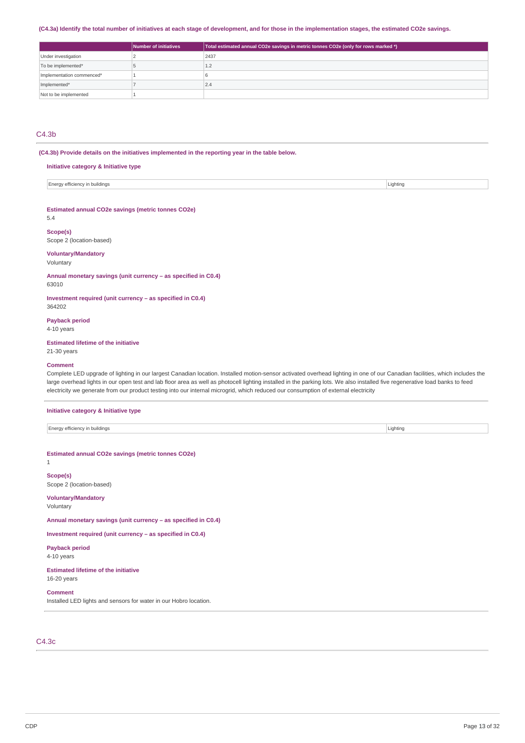**(C4.3a) Identify the total number of initiatives at each stage of development, and for those in the implementation stages, the estimated CO2e savings.**

| | Number of initiatives | Total estimated annual CO2e savings in metric tonnes CO2e (only for rows marked *) |
|---|---|---|
| Under investigation | 2 | 2437 |
| To be implemented* | 5 | 1.2 |
| Implementation commenced* | 1 | 6 |
| Implemented* | 7 | 2.4 |
| Not to be implemented | 1 | |

## C4.3b

**(C4.3b) Provide details on the initiatives implemented in the reporting year in the table below.**

**Initiative category & Initiative type**

| | |
|---|---|
| Energy efficiency in buildings | Lighting |

**Estimated annual CO2e savings (metric tonnes CO2e)**
5.4

**Scope(s)**
Scope 2 (location-based)

**Voluntary/Mandatory**
Voluntary

**Annual monetary savings (unit currency – as specified in C0.4)**
63010

**Investment required (unit currency – as specified in C0.4)**
364202

**Payback period**
4-10 years

**Estimated lifetime of the initiative**
21-30 years

**Comment**
Complete LED upgrade of lighting in our largest Canadian location. Installed motion-sensor activated overhead lighting in one of our Canadian facilities, which includes the large overhead lights in our open test and lab floor area as well as photocell lighting installed in the parking lots. We also installed five regenerative load banks to feed electricity we generate from our product testing into our internal microgrid, which reduced our consumption of external electricity

**Initiative category & Initiative type**

| | |
|---|---|
| Energy efficiency in buildings | Lighting |

**Estimated annual CO2e savings (metric tonnes CO2e)**
1

**Scope(s)**
Scope 2 (location-based)

**Voluntary/Mandatory**
Voluntary

**Annual monetary savings (unit currency – as specified in C0.4)**

**Investment required (unit currency – as specified in C0.4)**

**Payback period**
4-10 years

**Estimated lifetime of the initiative**
16-20 years

**Comment**
Installed LED lights and sensors for water in our Hobro location.

## C4.3c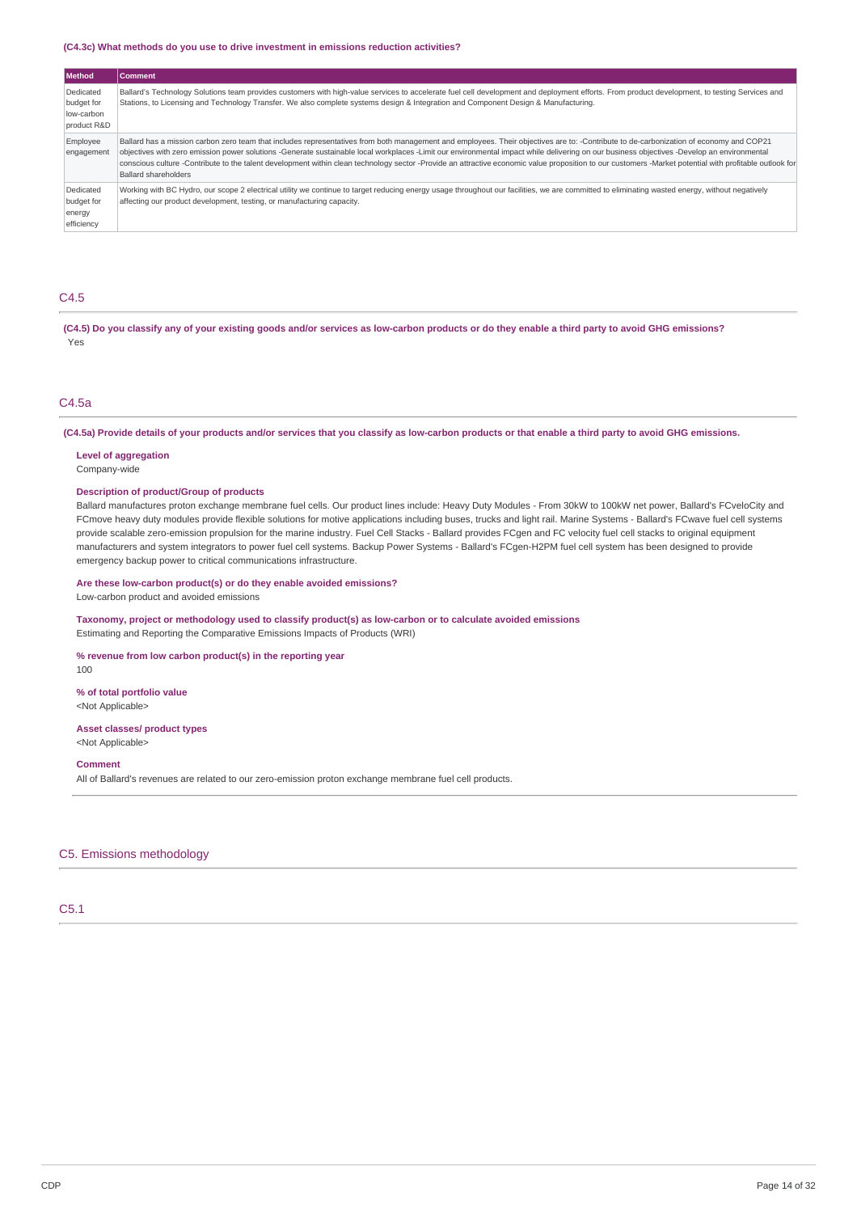**(C4.3c) What methods do you use to drive investment in emissions reduction activities?**

| Method | Comment |
| --- | --- |
| Dedicated budget for low-carbon product R&D | Ballard's Technology Solutions team provides customers with high-value services to accelerate fuel cell development and deployment efforts. From product development, to testing Services and Stations, to Licensing and Technology Transfer. We also complete systems design & Integration and Component Design & Manufacturing. |
| Employee engagement | Ballard has a mission carbon zero team that includes representatives from both management and employees. Their objectives are to: -Contribute to de-carbonization of economy and COP21 objectives with zero emission power solutions -Generate sustainable local workplaces -Limit our environmental impact while delivering on our business objectives -Develop an environmental conscious culture -Contribute to the talent development within clean technology sector -Provide an attractive economic value proposition to our customers -Market potential with profitable outlook for Ballard shareholders |
| Dedicated budget for energy efficiency | Working with BC Hydro, our scope 2 electrical utility we continue to target reducing energy usage throughout our facilities, we are committed to eliminating wasted energy, without negatively affecting our product development, testing, or manufacturing capacity. |

## C4.5

**(C4.5) Do you classify any of your existing goods and/or services as low-carbon products or do they enable a third party to avoid GHG emissions?**

Yes

## C4.5a

**(C4.5a) Provide details of your products and/or services that you classify as low-carbon products or that enable a third party to avoid GHG emissions.**

**Level of aggregation**

Company-wide

**Description of product/Group of products**

Ballard manufactures proton exchange membrane fuel cells. Our product lines include: Heavy Duty Modules - From 30kW to 100kW net power, Ballard's FCveloCity and FCmove heavy duty modules provide flexible solutions for motive applications including buses, trucks and light rail. Marine Systems - Ballard's FCwave fuel cell systems provide scalable zero-emission propulsion for the marine industry. Fuel Cell Stacks - Ballard provides FCgen and FC velocity fuel cell stacks to original equipment manufacturers and system integrators to power fuel cell systems. Backup Power Systems - Ballard's FCgen-H2PM fuel cell system has been designed to provide emergency backup power to critical communications infrastructure.

**Are these low-carbon product(s) or do they enable avoided emissions?**

Low-carbon product and avoided emissions

**Taxonomy, project or methodology used to classify product(s) as low-carbon or to calculate avoided emissions**

Estimating and Reporting the Comparative Emissions Impacts of Products (WRI)

**% revenue from low carbon product(s) in the reporting year**

100

**% of total portfolio value**

<Not Applicable>

**Asset classes/ product types**

<Not Applicable>

**Comment**

All of Ballard's revenues are related to our zero-emission proton exchange membrane fuel cell products.

# C5. Emissions methodology

## C5.1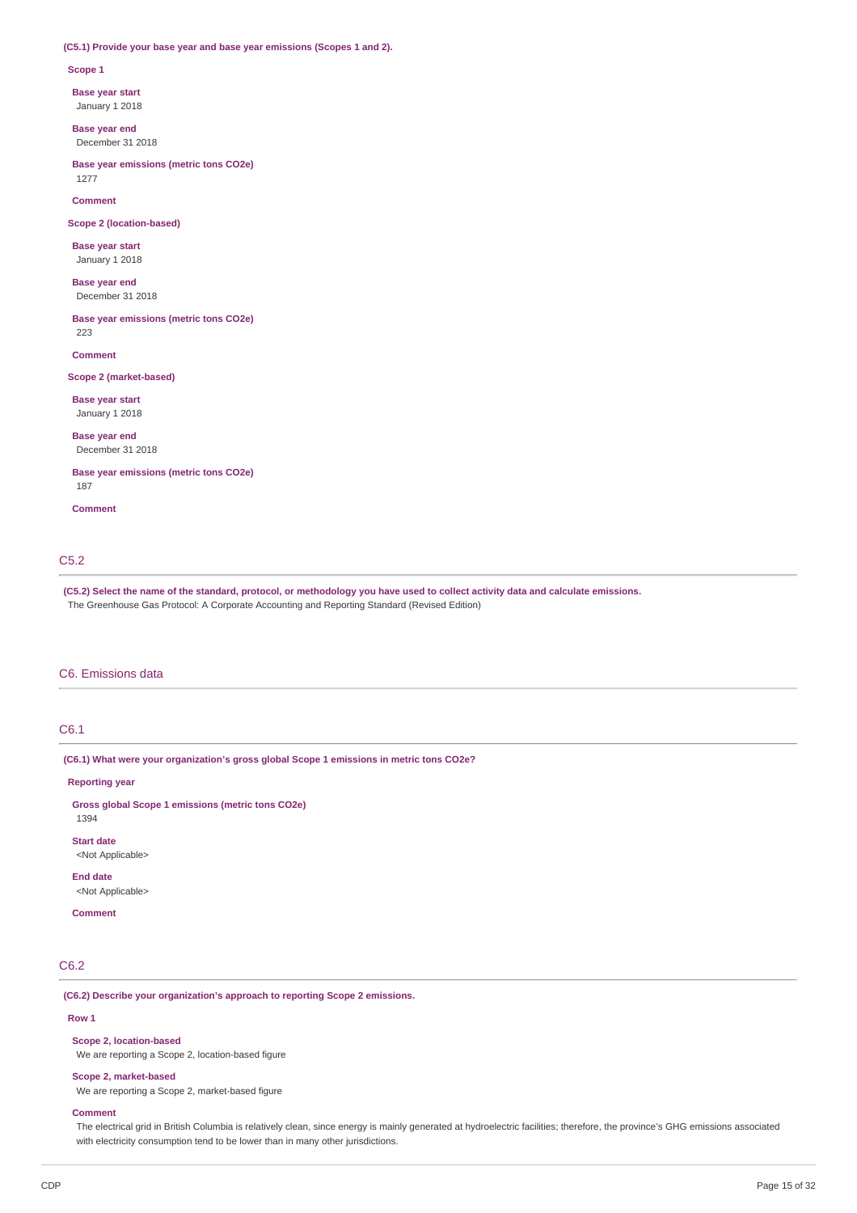**(C5.1) Provide your base year and base year emissions (Scopes 1 and 2).**

**Scope 1**

**Base year start**
January 1 2018

**Base year end**
December 31 2018

**Base year emissions (metric tons CO2e)**
1277

**Comment**

**Scope 2 (location-based)**

**Base year start**
January 1 2018

**Base year end**
December 31 2018

**Base year emissions (metric tons CO2e)**
223

**Comment**

**Scope 2 (market-based)**

**Base year start**
January 1 2018

**Base year end**
December 31 2018

**Base year emissions (metric tons CO2e)**
187

**Comment**

## C5.2

**(C5.2) Select the name of the standard, protocol, or methodology you have used to collect activity data and calculate emissions.**
The Greenhouse Gas Protocol: A Corporate Accounting and Reporting Standard (Revised Edition)

# C6. Emissions data

## C6.1

**(C6.1) What were your organization's gross global Scope 1 emissions in metric tons CO2e?**

**Reporting year**

**Gross global Scope 1 emissions (metric tons CO2e)**
1394

**Start date**
<Not Applicable>

**End date**
<Not Applicable>

**Comment**

## C6.2

**(C6.2) Describe your organization's approach to reporting Scope 2 emissions.**

**Row 1**

**Scope 2, location-based**
We are reporting a Scope 2, location-based figure

**Scope 2, market-based**
We are reporting a Scope 2, market-based figure

**Comment**
The electrical grid in British Columbia is relatively clean, since energy is mainly generated at hydroelectric facilities; therefore, the province's GHG emissions associated with electricity consumption tend to be lower than in many other jurisdictions.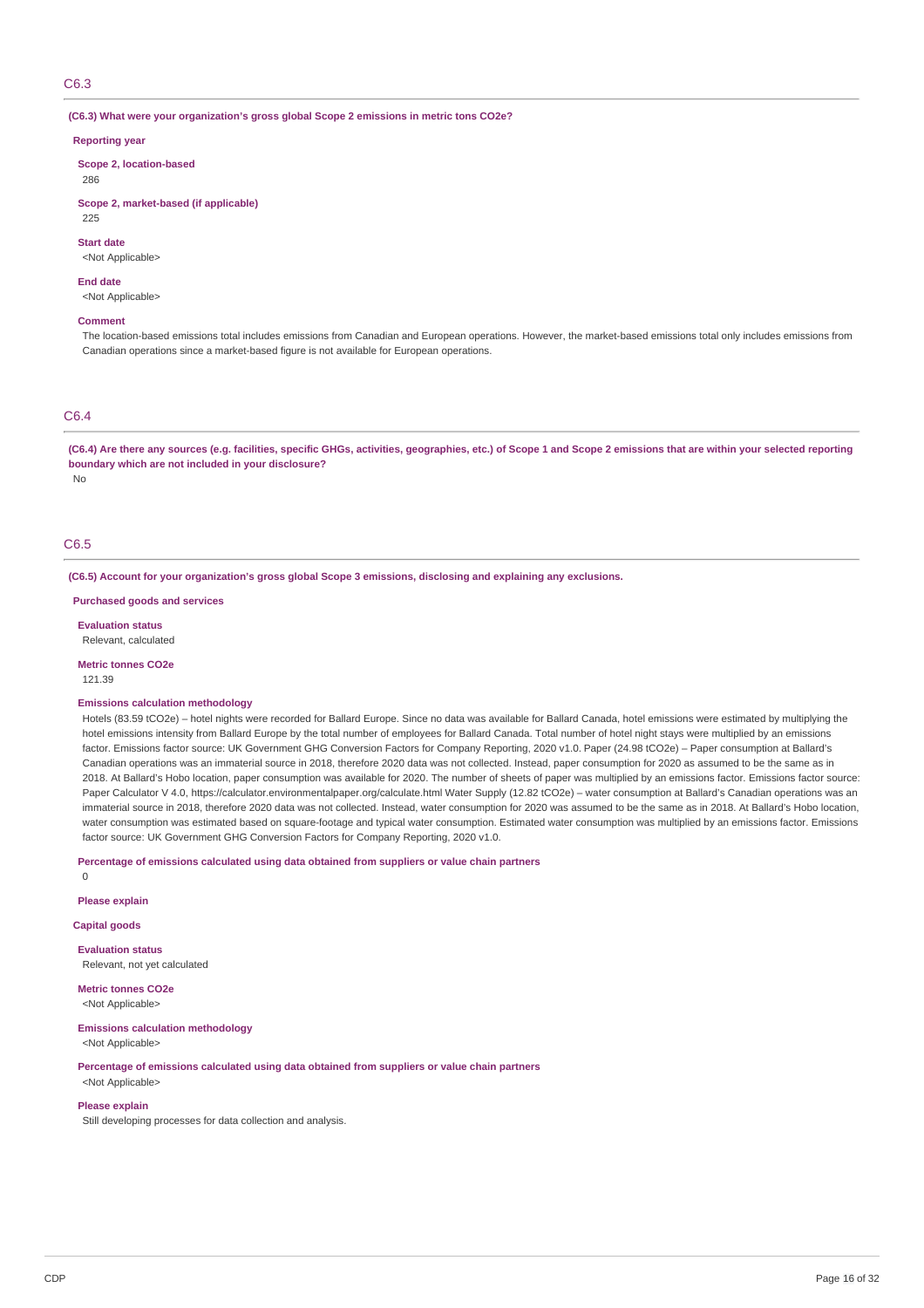## C6.3

**(C6.3) What were your organization's gross global Scope 2 emissions in metric tons CO2e?**

**Reporting year**

**Scope 2, location-based**

286

**Scope 2, market-based (if applicable)**

225

**Start date**

<Not Applicable>

**End date**

<Not Applicable>

**Comment**

The location-based emissions total includes emissions from Canadian and European operations. However, the market-based emissions total only includes emissions from Canadian operations since a market-based figure is not available for European operations.

## C6.4

**(C6.4) Are there any sources (e.g. facilities, specific GHGs, activities, geographies, etc.) of Scope 1 and Scope 2 emissions that are within your selected reporting boundary which are not included in your disclosure?**

No

## C6.5

**(C6.5) Account for your organization's gross global Scope 3 emissions, disclosing and explaining any exclusions.**

**Purchased goods and services**

**Evaluation status**

Relevant, calculated

**Metric tonnes CO2e**

121.39

**Emissions calculation methodology**

Hotels (83.59 tCO2e) – hotel nights were recorded for Ballard Europe. Since no data was available for Ballard Canada, hotel emissions were estimated by multiplying the hotel emissions intensity from Ballard Europe by the total number of employees for Ballard Canada. Total number of hotel night stays were multiplied by an emissions factor. Emissions factor source: UK Government GHG Conversion Factors for Company Reporting, 2020 v1.0. Paper (24.98 tCO2e) – Paper consumption at Ballard's Canadian operations was an immaterial source in 2018, therefore 2020 data was not collected. Instead, paper consumption for 2020 as assumed to be the same as in 2018. At Ballard's Hobo location, paper consumption was available for 2020. The number of sheets of paper was multiplied by an emissions factor. Emissions factor source: Paper Calculator V 4.0, https://calculator.environmentalpaper.org/calculate.html Water Supply (12.82 tCO2e) – water consumption at Ballard's Canadian operations was an immaterial source in 2018, therefore 2020 data was not collected. Instead, water consumption for 2020 was assumed to be the same as in 2018. At Ballard's Hobo location, water consumption was estimated based on square-footage and typical water consumption. Estimated water consumption was multiplied by an emissions factor. Emissions factor source: UK Government GHG Conversion Factors for Company Reporting, 2020 v1.0.

**Percentage of emissions calculated using data obtained from suppliers or value chain partners**

0

**Please explain**

**Capital goods**

**Evaluation status**

Relevant, not yet calculated

**Metric tonnes CO2e**

<Not Applicable>

**Emissions calculation methodology**

<Not Applicable>

**Percentage of emissions calculated using data obtained from suppliers or value chain partners**

<Not Applicable>

**Please explain**

Still developing processes for data collection and analysis.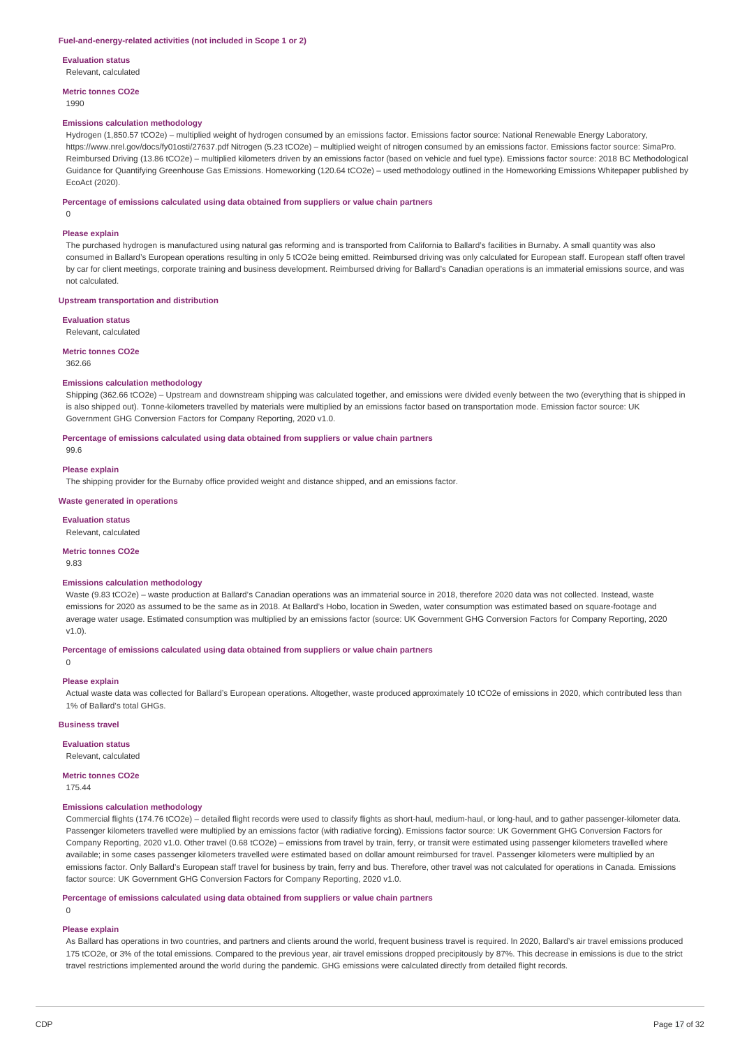### Fuel-and-energy-related activities (not included in Scope 1 or 2)

**Evaluation status**

Relevant, calculated

**Metric tonnes CO2e**

1990

**Emissions calculation methodology**

Hydrogen (1,850.57 tCO2e) – multiplied weight of hydrogen consumed by an emissions factor. Emissions factor source: National Renewable Energy Laboratory, https://www.nrel.gov/docs/fy01osti/27637.pdf Nitrogen (5.23 tCO2e) – multiplied weight of nitrogen consumed by an emissions factor. Emissions factor source: SimaPro. Reimbursed Driving (13.86 tCO2e) – multiplied kilometers driven by an emissions factor (based on vehicle and fuel type). Emissions factor source: 2018 BC Methodological Guidance for Quantifying Greenhouse Gas Emissions. Homeworking (120.64 tCO2e) – used methodology outlined in the Homeworking Emissions Whitepaper published by EcoAct (2020).

**Percentage of emissions calculated using data obtained from suppliers or value chain partners**

0

**Please explain**

The purchased hydrogen is manufactured using natural gas reforming and is transported from California to Ballard's facilities in Burnaby. A small quantity was also consumed in Ballard's European operations resulting in only 5 tCO2e being emitted. Reimbursed driving was only calculated for European staff. European staff often travel by car for client meetings, corporate training and business development. Reimbursed driving for Ballard's Canadian operations is an immaterial emissions source, and was not calculated.

### Upstream transportation and distribution

**Evaluation status**

Relevant, calculated

**Metric tonnes CO2e**

362.66

**Emissions calculation methodology**

Shipping (362.66 tCO2e) – Upstream and downstream shipping was calculated together, and emissions were divided evenly between the two (everything that is shipped in is also shipped out). Tonne-kilometers travelled by materials were multiplied by an emissions factor based on transportation mode. Emission factor source: UK Government GHG Conversion Factors for Company Reporting, 2020 v1.0.

**Percentage of emissions calculated using data obtained from suppliers or value chain partners**

99.6

**Please explain**

The shipping provider for the Burnaby office provided weight and distance shipped, and an emissions factor.

### Waste generated in operations

**Evaluation status**

Relevant, calculated

**Metric tonnes CO2e**

9.83

**Emissions calculation methodology**

Waste (9.83 tCO2e) – waste production at Ballard's Canadian operations was an immaterial source in 2018, therefore 2020 data was not collected. Instead, waste emissions for 2020 as assumed to be the same as in 2018. At Ballard's Hobo, location in Sweden, water consumption was estimated based on square-footage and average water usage. Estimated consumption was multiplied by an emissions factor (source: UK Government GHG Conversion Factors for Company Reporting, 2020 v1.0).

**Percentage of emissions calculated using data obtained from suppliers or value chain partners**

0

**Please explain**

Actual waste data was collected for Ballard's European operations. Altogether, waste produced approximately 10 tCO2e of emissions in 2020, which contributed less than 1% of Ballard's total GHGs.

### Business travel

**Evaluation status**

Relevant, calculated

**Metric tonnes CO2e**

175.44

**Emissions calculation methodology**

Commercial flights (174.76 tCO2e) – detailed flight records were used to classify flights as short-haul, medium-haul, or long-haul, and to gather passenger-kilometer data. Passenger kilometers travelled were multiplied by an emissions factor (with radiative forcing). Emissions factor source: UK Government GHG Conversion Factors for Company Reporting, 2020 v1.0. Other travel (0.68 tCO2e) – emissions from travel by train, ferry, or transit were estimated using passenger kilometers travelled where available; in some cases passenger kilometers travelled were estimated based on dollar amount reimbursed for travel. Passenger kilometers were multiplied by an emissions factor. Only Ballard's European staff travel for business by train, ferry and bus. Therefore, other travel was not calculated for operations in Canada. Emissions factor source: UK Government GHG Conversion Factors for Company Reporting, 2020 v1.0.

**Percentage of emissions calculated using data obtained from suppliers or value chain partners**

0

**Please explain**

As Ballard has operations in two countries, and partners and clients around the world, frequent business travel is required. In 2020, Ballard's air travel emissions produced 175 tCO2e, or 3% of the total emissions. Compared to the previous year, air travel emissions dropped precipitously by 87%. This decrease in emissions is due to the strict travel restrictions implemented around the world during the pandemic. GHG emissions were calculated directly from detailed flight records.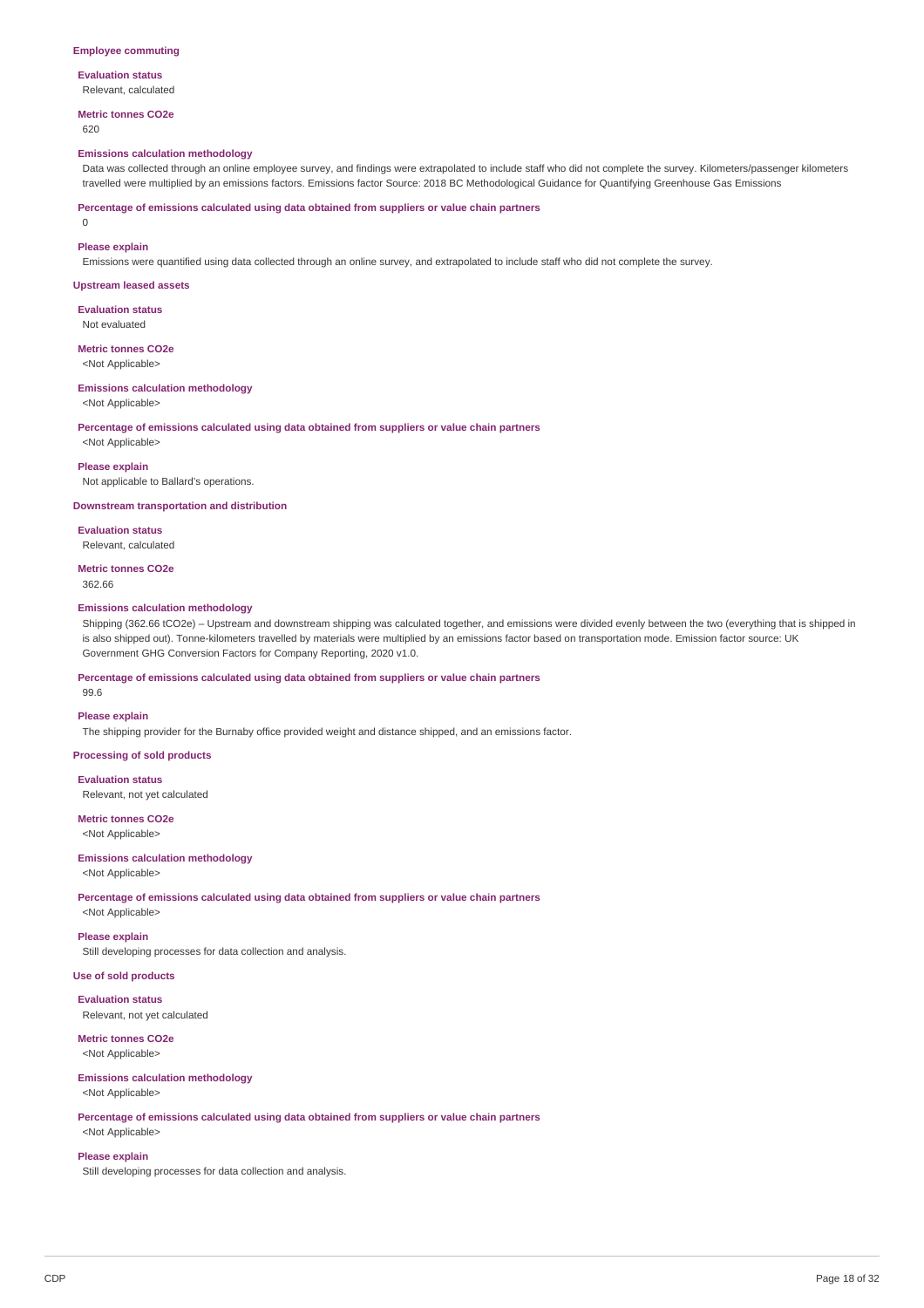### Employee commuting

**Evaluation status**
Relevant, calculated

**Metric tonnes CO2e**
620

**Emissions calculation methodology**
Data was collected through an online employee survey, and findings were extrapolated to include staff who did not complete the survey. Kilometers/passenger kilometers travelled were multiplied by an emissions factors. Emissions factor Source: 2018 BC Methodological Guidance for Quantifying Greenhouse Gas Emissions

**Percentage of emissions calculated using data obtained from suppliers or value chain partners**
0

**Please explain**
Emissions were quantified using data collected through an online survey, and extrapolated to include staff who did not complete the survey.

### Upstream leased assets

**Evaluation status**
Not evaluated

**Metric tonnes CO2e**
<Not Applicable>

**Emissions calculation methodology**
<Not Applicable>

**Percentage of emissions calculated using data obtained from suppliers or value chain partners**
<Not Applicable>

**Please explain**
Not applicable to Ballard's operations.

### Downstream transportation and distribution

**Evaluation status**
Relevant, calculated

**Metric tonnes CO2e**
362.66

**Emissions calculation methodology**
Shipping (362.66 tCO2e) – Upstream and downstream shipping was calculated together, and emissions were divided evenly between the two (everything that is shipped in is also shipped out). Tonne-kilometers travelled by materials were multiplied by an emissions factor based on transportation mode. Emission factor source: UK Government GHG Conversion Factors for Company Reporting, 2020 v1.0.

**Percentage of emissions calculated using data obtained from suppliers or value chain partners**
99.6

**Please explain**
The shipping provider for the Burnaby office provided weight and distance shipped, and an emissions factor.

### Processing of sold products

**Evaluation status**
Relevant, not yet calculated

**Metric tonnes CO2e**
<Not Applicable>

**Emissions calculation methodology**
<Not Applicable>

**Percentage of emissions calculated using data obtained from suppliers or value chain partners**
<Not Applicable>

**Please explain**
Still developing processes for data collection and analysis.

### Use of sold products

**Evaluation status**
Relevant, not yet calculated

**Metric tonnes CO2e**
<Not Applicable>

**Emissions calculation methodology**
<Not Applicable>

**Percentage of emissions calculated using data obtained from suppliers or value chain partners**
<Not Applicable>

**Please explain**
Still developing processes for data collection and analysis.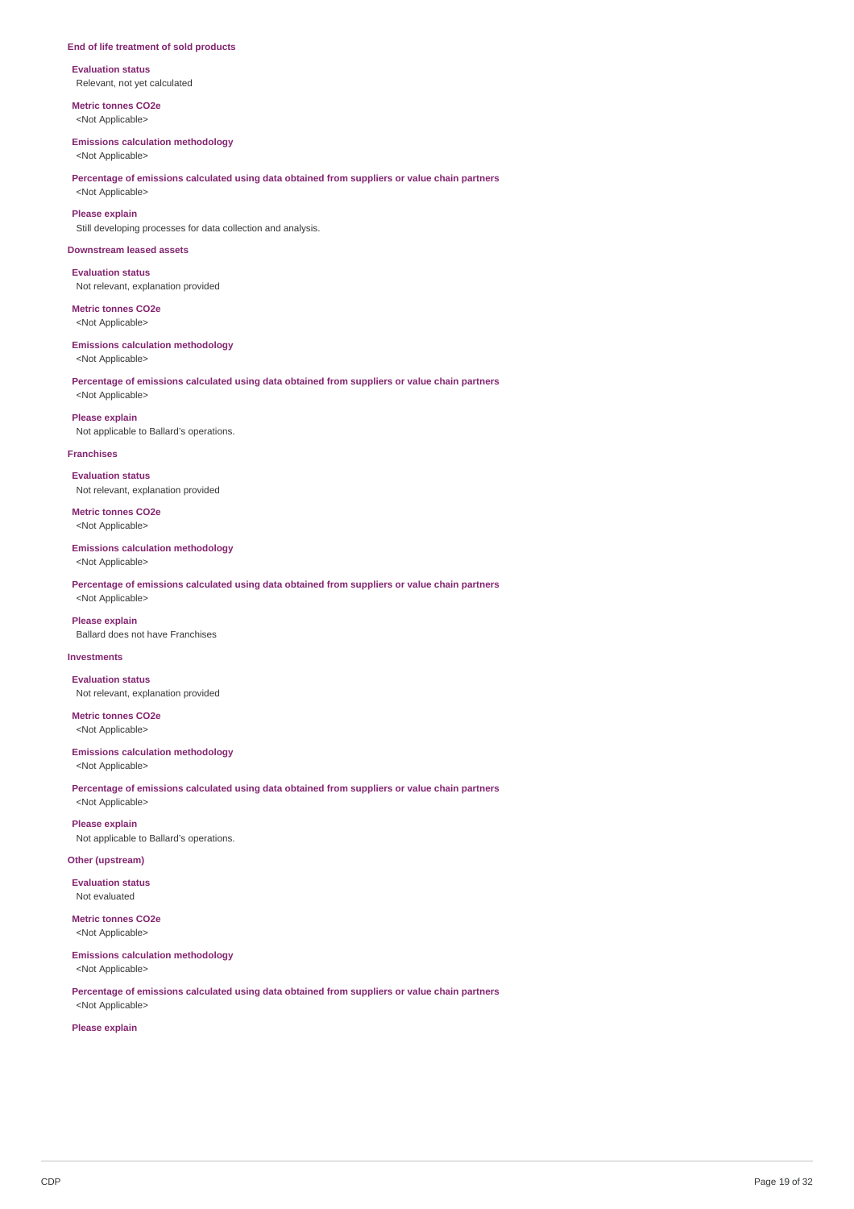### End of life treatment of sold products

**Evaluation status**
Relevant, not yet calculated

**Metric tonnes CO2e**
<Not Applicable>

**Emissions calculation methodology**
<Not Applicable>

**Percentage of emissions calculated using data obtained from suppliers or value chain partners**
<Not Applicable>

**Please explain**
Still developing processes for data collection and analysis.

### Downstream leased assets

**Evaluation status**
Not relevant, explanation provided

**Metric tonnes CO2e**
<Not Applicable>

**Emissions calculation methodology**
<Not Applicable>

**Percentage of emissions calculated using data obtained from suppliers or value chain partners**
<Not Applicable>

**Please explain**
Not applicable to Ballard's operations.

### Franchises

**Evaluation status**
Not relevant, explanation provided

**Metric tonnes CO2e**
<Not Applicable>

**Emissions calculation methodology**
<Not Applicable>

**Percentage of emissions calculated using data obtained from suppliers or value chain partners**
<Not Applicable>

**Please explain**
Ballard does not have Franchises

### Investments

**Evaluation status**
Not relevant, explanation provided

**Metric tonnes CO2e**
<Not Applicable>

**Emissions calculation methodology**
<Not Applicable>

**Percentage of emissions calculated using data obtained from suppliers or value chain partners**
<Not Applicable>

**Please explain**
Not applicable to Ballard's operations.

### Other (upstream)

**Evaluation status**
Not evaluated

**Metric tonnes CO2e**
<Not Applicable>

**Emissions calculation methodology**
<Not Applicable>

**Percentage of emissions calculated using data obtained from suppliers or value chain partners**
<Not Applicable>

**Please explain**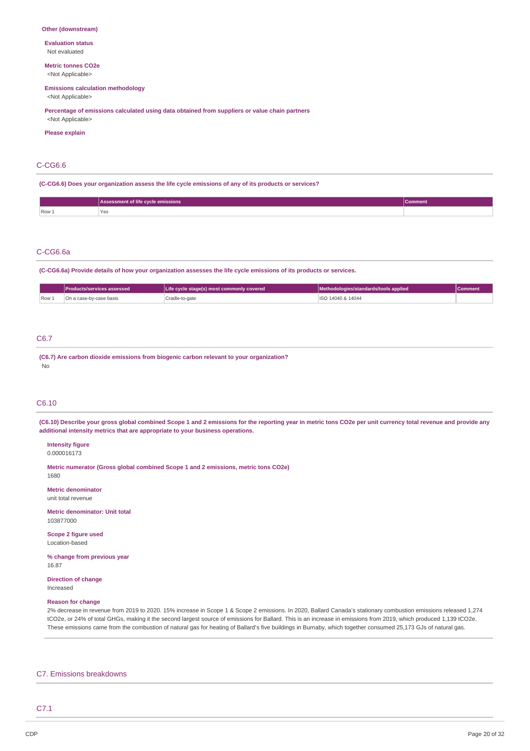**Other (downstream)**

**Evaluation status**
Not evaluated

**Metric tonnes CO2e**
<Not Applicable>

**Emissions calculation methodology**
<Not Applicable>

**Percentage of emissions calculated using data obtained from suppliers or value chain partners**
<Not Applicable>

**Please explain**

## C-CG6.6

**(C-CG6.6) Does your organization assess the life cycle emissions of any of its products or services?**

| | Assessment of life cycle emissions | Comment |
|---|---|---|
| Row 1 | Yes | |

## C-CG6.6a

**(C-CG6.6a) Provide details of how your organization assesses the life cycle emissions of its products or services.**

| | Products/services assessed | Life cycle stage(s) most commonly covered | Methodologies/standards/tools applied | Comment |
|---|---|---|---|---|
| Row 1 | On a case-by-case basis | Cradle-to-gate | ISO 14040 & 14044 | |

## C6.7

**(C6.7) Are carbon dioxide emissions from biogenic carbon relevant to your organization?**
No

## C6.10

**(C6.10) Describe your gross global combined Scope 1 and 2 emissions for the reporting year in metric tons CO2e per unit currency total revenue and provide any additional intensity metrics that are appropriate to your business operations.**

**Intensity figure**
0.000016173

**Metric numerator (Gross global combined Scope 1 and 2 emissions, metric tons CO2e)**
1680

**Metric denominator**
unit total revenue

**Metric denominator: Unit total**
103877000

**Scope 2 figure used**
Location-based

**% change from previous year**
16.87

**Direction of change**
Increased

**Reason for change**
2% decrease in revenue from 2019 to 2020. 15% increase in Scope 1 & Scope 2 emissions. In 2020, Ballard Canada's stationary combustion emissions released 1,274 tCO2e, or 24% of total GHGs, making it the second largest source of emissions for Ballard. This is an increase in emissions from 2019, which produced 1,139 tCO2e. These emissions came from the combustion of natural gas for heating of Ballard's five buildings in Burnaby, which together consumed 25,173 GJs of natural gas.

# C7. Emissions breakdowns

## C7.1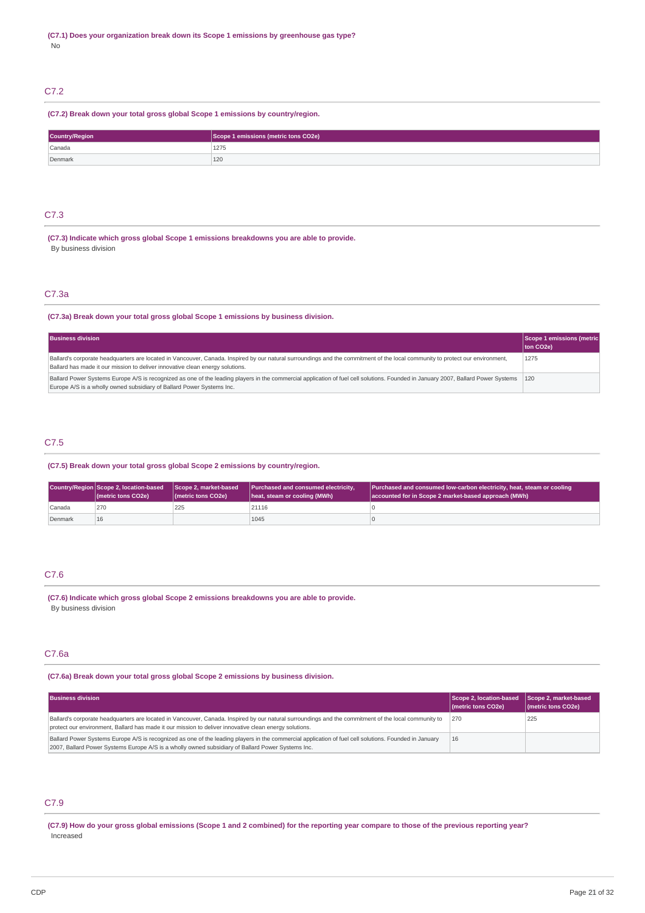**(C7.1) Does your organization break down its Scope 1 emissions by greenhouse gas type?**

No

## C7.2

**(C7.2) Break down your total gross global Scope 1 emissions by country/region.**

| Country/Region | Scope 1 emissions (metric tons CO2e) |
|---|---|
| Canada | 1275 |
| Denmark | 120 |

## C7.3

**(C7.3) Indicate which gross global Scope 1 emissions breakdowns you are able to provide.**

By business division

## C7.3a

**(C7.3a) Break down your total gross global Scope 1 emissions by business division.**

| Business division | Scope 1 emissions (metric ton CO2e) |
|---|---|
| Ballard's corporate headquarters are located in Vancouver, Canada. Inspired by our natural surroundings and the commitment of the local community to protect our environment, Ballard has made it our mission to deliver innovative clean energy solutions. | 1275 |
| Ballard Power Systems Europe A/S is recognized as one of the leading players in the commercial application of fuel cell solutions. Founded in January 2007, Ballard Power Systems Europe A/S is a wholly owned subsidiary of Ballard Power Systems Inc. | 120 |

## C7.5

**(C7.5) Break down your total gross global Scope 2 emissions by country/region.**

| Country/Region | Scope 2, location-based (metric tons CO2e) | Scope 2, market-based (metric tons CO2e) | Purchased and consumed electricity, heat, steam or cooling (MWh) | Purchased and consumed low-carbon electricity, heat, steam or cooling accounted for in Scope 2 market-based approach (MWh) |
|---|---|---|---|---|
| Canada | 270 | 225 | 21116 | 0 |
| Denmark | 16 | | 1045 | 0 |

## C7.6

**(C7.6) Indicate which gross global Scope 2 emissions breakdowns you are able to provide.**

By business division

## C7.6a

**(C7.6a) Break down your total gross global Scope 2 emissions by business division.**

| Business division | Scope 2, location-based (metric tons CO2e) | Scope 2, market-based (metric tons CO2e) |
|---|---|---|
| Ballard's corporate headquarters are located in Vancouver, Canada. Inspired by our natural surroundings and the commitment of the local community to protect our environment, Ballard has made it our mission to deliver innovative clean energy solutions. | 270 | 225 |
| Ballard Power Systems Europe A/S is recognized as one of the leading players in the commercial application of fuel cell solutions. Founded in January 2007, Ballard Power Systems Europe A/S is a wholly owned subsidiary of Ballard Power Systems Inc. | 16 | |

## C7.9

**(C7.9) How do your gross global emissions (Scope 1 and 2 combined) for the reporting year compare to those of the previous reporting year?**

Increased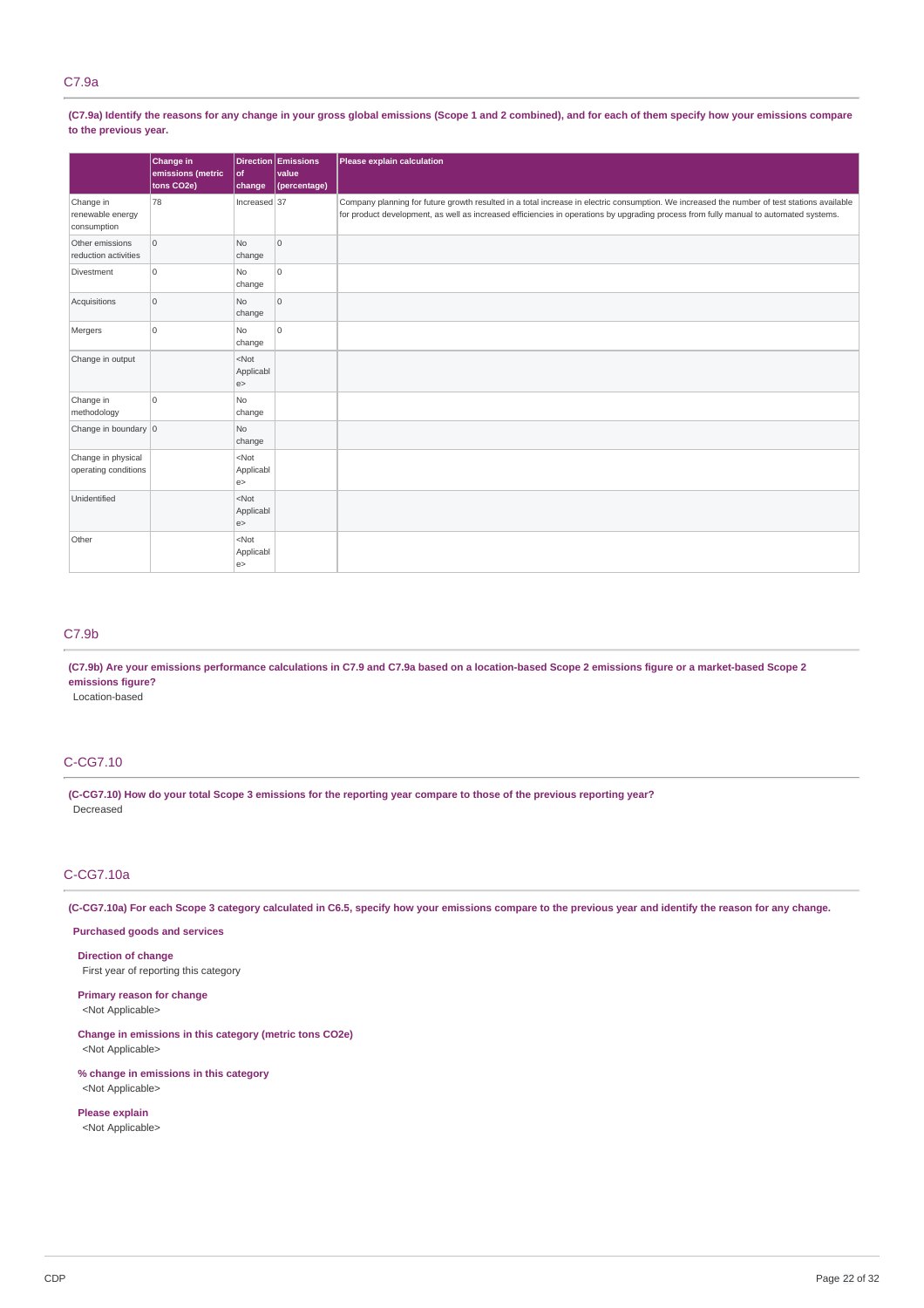## C7.9a

**(C7.9a) Identify the reasons for any change in your gross global emissions (Scope 1 and 2 combined), and for each of them specify how your emissions compare to the previous year.**

| | Change in emissions (metric tons CO2e) | Direction of change | Emissions value (percentage) | Please explain calculation |
|---|---|---|---|---|
| Change in renewable energy consumption | 78 | Increased | 37 | Company planning for future growth resulted in a total increase in electric consumption. We increased the number of test stations available for product development, as well as increased efficiencies in operations by upgrading process from fully manual to automated systems. |
| Other emissions reduction activities | 0 | No change | 0 | |
| Divestment | 0 | No change | 0 | |
| Acquisitions | 0 | No change | 0 | |
| Mergers | 0 | No change | 0 | |
| Change in output | | <Not Applicable> | | |
| Change in methodology | 0 | No change | | |
| Change in boundary | 0 | No change | | |
| Change in physical operating conditions | | <Not Applicable> | | |
| Unidentified | | <Not Applicable> | | |
| Other | | <Not Applicable> | | |

## C7.9b

**(C7.9b) Are your emissions performance calculations in C7.9 and C7.9a based on a location-based Scope 2 emissions figure or a market-based Scope 2 emissions figure?**

Location-based

## C-CG7.10

**(C-CG7.10) How do your total Scope 3 emissions for the reporting year compare to those of the previous reporting year?**

Decreased

## C-CG7.10a

**(C-CG7.10a) For each Scope 3 category calculated in C6.5, specify how your emissions compare to the previous year and identify the reason for any change.**

**Purchased goods and services**

**Direction of change**

First year of reporting this category

**Primary reason for change**

<Not Applicable>

**Change in emissions in this category (metric tons CO2e)**

<Not Applicable>

**% change in emissions in this category**

<Not Applicable>

**Please explain**

<Not Applicable>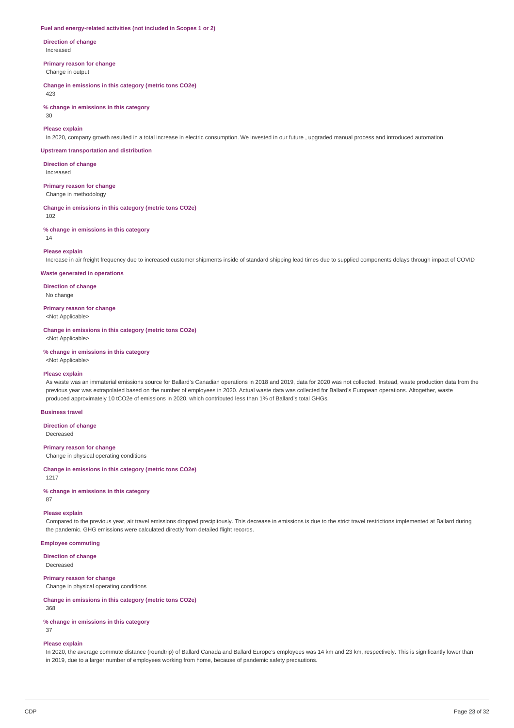### Fuel and energy-related activities (not included in Scopes 1 or 2)

**Direction of change**

Increased

**Primary reason for change**

Change in output

**Change in emissions in this category (metric tons CO2e)**

423

**% change in emissions in this category**

30

**Please explain**

In 2020, company growth resulted in a total increase in electric consumption. We invested in our future , upgraded manual process and introduced automation.

### Upstream transportation and distribution

**Direction of change**

Increased

**Primary reason for change**

Change in methodology

**Change in emissions in this category (metric tons CO2e)**

102

**% change in emissions in this category**

14

**Please explain**

Increase in air freight frequency due to increased customer shipments inside of standard shipping lead times due to supplied components delays through impact of COVID

### Waste generated in operations

**Direction of change**

No change

**Primary reason for change**

<Not Applicable>

**Change in emissions in this category (metric tons CO2e)**

<Not Applicable>

**% change in emissions in this category**

<Not Applicable>

**Please explain**

As waste was an immaterial emissions source for Ballard's Canadian operations in 2018 and 2019, data for 2020 was not collected. Instead, waste production data from the previous year was extrapolated based on the number of employees in 2020. Actual waste data was collected for Ballard's European operations. Altogether, waste produced approximately 10 tCO2e of emissions in 2020, which contributed less than 1% of Ballard's total GHGs.

### Business travel

**Direction of change**

Decreased

**Primary reason for change**

Change in physical operating conditions

**Change in emissions in this category (metric tons CO2e)**

1217

**% change in emissions in this category**

87

**Please explain**

Compared to the previous year, air travel emissions dropped precipitously. This decrease in emissions is due to the strict travel restrictions implemented at Ballard during the pandemic. GHG emissions were calculated directly from detailed flight records.

### Employee commuting

**Direction of change**

Decreased

**Primary reason for change**

Change in physical operating conditions

**Change in emissions in this category (metric tons CO2e)**

368

**% change in emissions in this category**

37

**Please explain**

In 2020, the average commute distance (roundtrip) of Ballard Canada and Ballard Europe's employees was 14 km and 23 km, respectively. This is significantly lower than in 2019, due to a larger number of employees working from home, because of pandemic safety precautions.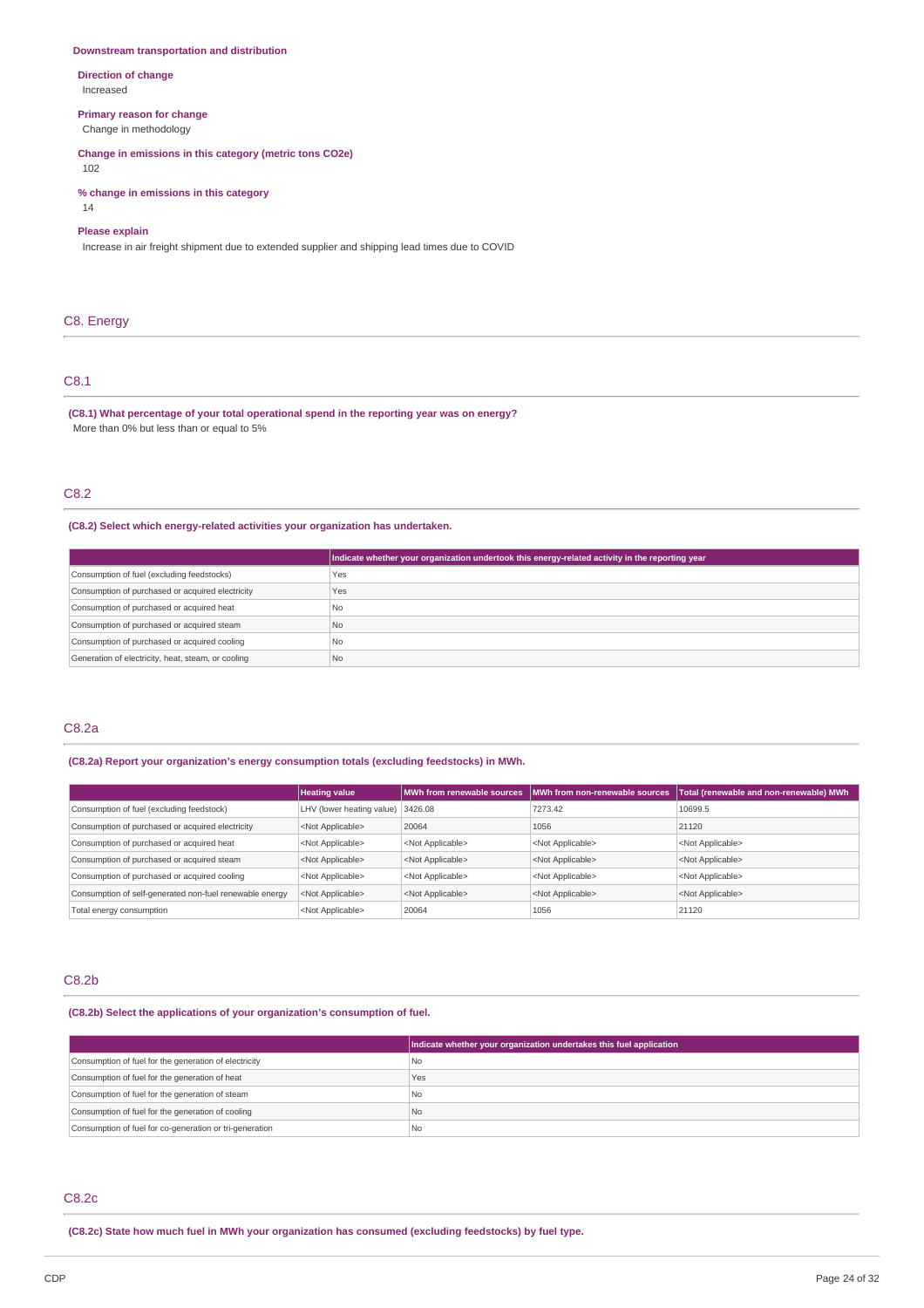**Downstream transportation and distribution**

**Direction of change**
Increased

**Primary reason for change**
Change in methodology

**Change in emissions in this category (metric tons CO2e)**
102

**% change in emissions in this category**
14

**Please explain**
Increase in air freight shipment due to extended supplier and shipping lead times due to COVID

## C8. Energy

### C8.1

**(C8.1) What percentage of your total operational spend in the reporting year was on energy?**
More than 0% but less than or equal to 5%

### C8.2

**(C8.2) Select which energy-related activities your organization has undertaken.**

| | Indicate whether your organization undertook this energy-related activity in the reporting year |
|---|---|
| Consumption of fuel (excluding feedstocks) | Yes |
| Consumption of purchased or acquired electricity | Yes |
| Consumption of purchased or acquired heat | No |
| Consumption of purchased or acquired steam | No |
| Consumption of purchased or acquired cooling | No |
| Generation of electricity, heat, steam, or cooling | No |

### C8.2a

**(C8.2a) Report your organization's energy consumption totals (excluding feedstocks) in MWh.**

| | Heating value | MWh from renewable sources | MWh from non-renewable sources | Total (renewable and non-renewable) MWh |
|---|---|---|---|---|
| Consumption of fuel (excluding feedstock) | LHV (lower heating value) | 3426.08 | 7273.42 | 10699.5 |
| Consumption of purchased or acquired electricity | <Not Applicable> | 20064 | 1056 | 21120 |
| Consumption of purchased or acquired heat | <Not Applicable> | <Not Applicable> | <Not Applicable> | <Not Applicable> |
| Consumption of purchased or acquired steam | <Not Applicable> | <Not Applicable> | <Not Applicable> | <Not Applicable> |
| Consumption of purchased or acquired cooling | <Not Applicable> | <Not Applicable> | <Not Applicable> | <Not Applicable> |
| Consumption of self-generated non-fuel renewable energy | <Not Applicable> | <Not Applicable> | <Not Applicable> | <Not Applicable> |
| Total energy consumption | <Not Applicable> | 20064 | 1056 | 21120 |

### C8.2b

**(C8.2b) Select the applications of your organization's consumption of fuel.**

| | Indicate whether your organization undertakes this fuel application |
|---|---|
| Consumption of fuel for the generation of electricity | No |
| Consumption of fuel for the generation of heat | Yes |
| Consumption of fuel for the generation of steam | No |
| Consumption of fuel for the generation of cooling | No |
| Consumption of fuel for co-generation or tri-generation | No |

### C8.2c

**(C8.2c) State how much fuel in MWh your organization has consumed (excluding feedstocks) by fuel type.**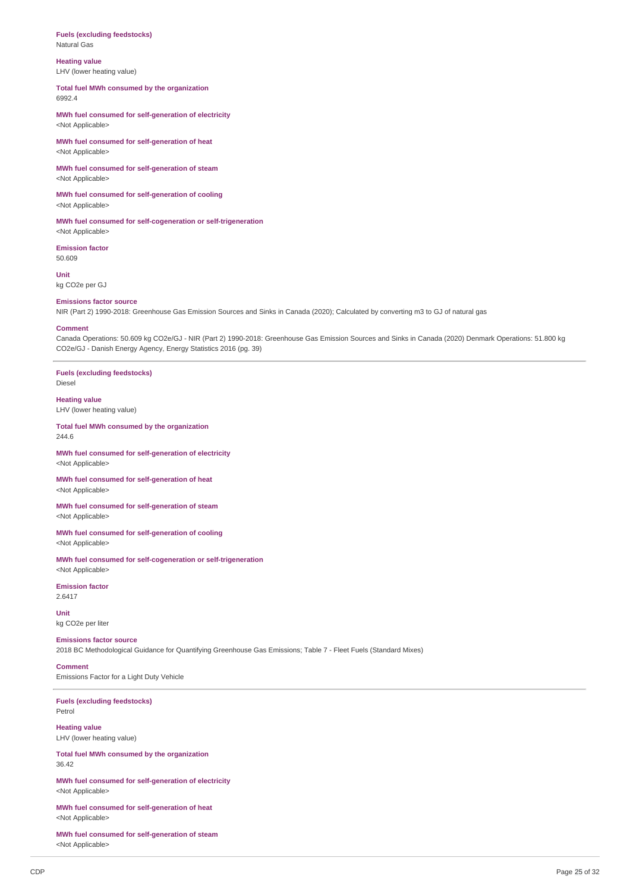**Fuels (excluding feedstocks)**
Natural Gas

**Heating value**
LHV (lower heating value)

**Total fuel MWh consumed by the organization**
6992.4

**MWh fuel consumed for self-generation of electricity**
<Not Applicable>

**MWh fuel consumed for self-generation of heat**
<Not Applicable>

**MWh fuel consumed for self-generation of steam**
<Not Applicable>

**MWh fuel consumed for self-generation of cooling**
<Not Applicable>

**MWh fuel consumed for self-cogeneration or self-trigeneration**
<Not Applicable>

**Emission factor**
50.609

**Unit**
kg CO2e per GJ

**Emissions factor source**
NIR (Part 2) 1990-2018: Greenhouse Gas Emission Sources and Sinks in Canada (2020); Calculated by converting m3 to GJ of natural gas

**Comment**
Canada Operations: 50.609 kg CO2e/GJ - NIR (Part 2) 1990-2018: Greenhouse Gas Emission Sources and Sinks in Canada (2020) Denmark Operations: 51.800 kg CO2e/GJ - Danish Energy Agency, Energy Statistics 2016 (pg. 39)

---

**Fuels (excluding feedstocks)**
Diesel

**Heating value**
LHV (lower heating value)

**Total fuel MWh consumed by the organization**
244.6

**MWh fuel consumed for self-generation of electricity**
<Not Applicable>

**MWh fuel consumed for self-generation of heat**
<Not Applicable>

**MWh fuel consumed for self-generation of steam**
<Not Applicable>

**MWh fuel consumed for self-generation of cooling**
<Not Applicable>

**MWh fuel consumed for self-cogeneration or self-trigeneration**
<Not Applicable>

**Emission factor**
2.6417

**Unit**
kg CO2e per liter

**Emissions factor source**
2018 BC Methodological Guidance for Quantifying Greenhouse Gas Emissions; Table 7 - Fleet Fuels (Standard Mixes)

**Comment**
Emissions Factor for a Light Duty Vehicle

---

**Fuels (excluding feedstocks)**
Petrol

**Heating value**
LHV (lower heating value)

**Total fuel MWh consumed by the organization**
36.42

**MWh fuel consumed for self-generation of electricity**
<Not Applicable>

**MWh fuel consumed for self-generation of heat**
<Not Applicable>

**MWh fuel consumed for self-generation of steam**
<Not Applicable>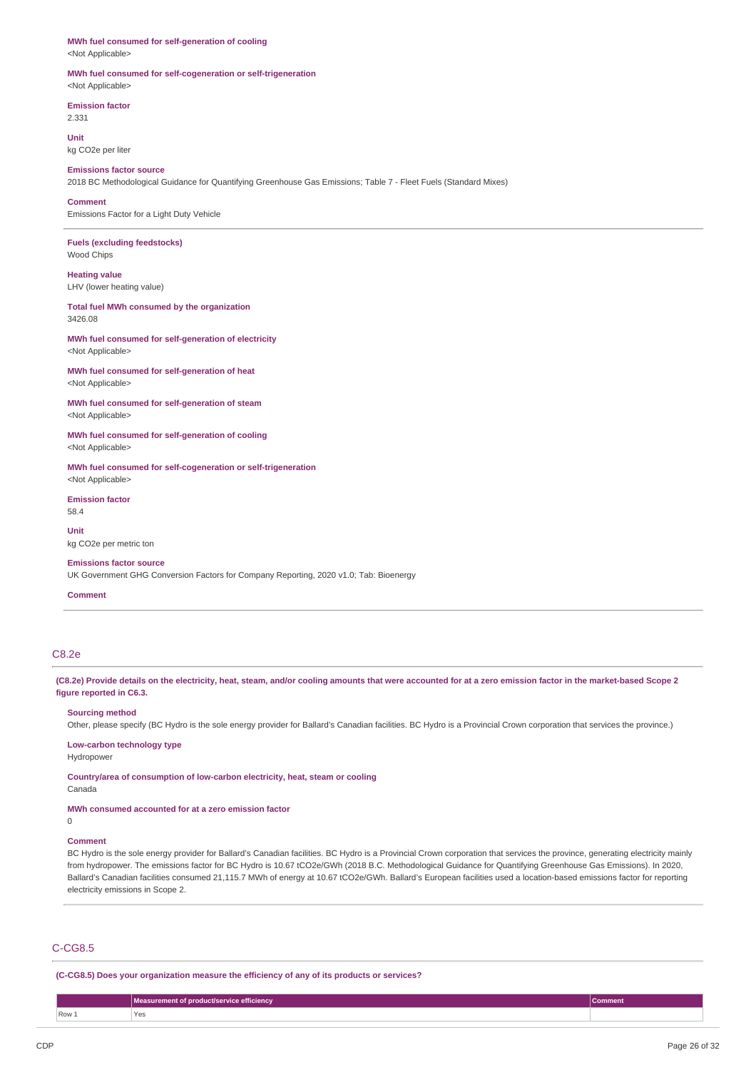**MWh fuel consumed for self-generation of cooling**
<Not Applicable>

**MWh fuel consumed for self-cogeneration or self-trigeneration**
<Not Applicable>

**Emission factor**
2.331

**Unit**
kg CO2e per liter

**Emissions factor source**
2018 BC Methodological Guidance for Quantifying Greenhouse Gas Emissions; Table 7 - Fleet Fuels (Standard Mixes)

**Comment**
Emissions Factor for a Light Duty Vehicle

---

**Fuels (excluding feedstocks)**
Wood Chips

**Heating value**
LHV (lower heating value)

**Total fuel MWh consumed by the organization**
3426.08

**MWh fuel consumed for self-generation of electricity**
<Not Applicable>

**MWh fuel consumed for self-generation of heat**
<Not Applicable>

**MWh fuel consumed for self-generation of steam**
<Not Applicable>

**MWh fuel consumed for self-generation of cooling**
<Not Applicable>

**MWh fuel consumed for self-cogeneration or self-trigeneration**
<Not Applicable>

**Emission factor**
58.4

**Unit**
kg CO2e per metric ton

**Emissions factor source**
UK Government GHG Conversion Factors for Company Reporting, 2020 v1.0; Tab: Bioenergy

**Comment**

---

## C8.2e

**(C8.2e) Provide details on the electricity, heat, steam, and/or cooling amounts that were accounted for at a zero emission factor in the market-based Scope 2 figure reported in C6.3.**

**Sourcing method**
Other, please specify (BC Hydro is the sole energy provider for Ballard's Canadian facilities. BC Hydro is a Provincial Crown corporation that services the province.)

**Low-carbon technology type**
Hydropower

**Country/area of consumption of low-carbon electricity, heat, steam or cooling**
Canada

**MWh consumed accounted for at a zero emission factor**
0

**Comment**
BC Hydro is the sole energy provider for Ballard's Canadian facilities. BC Hydro is a Provincial Crown corporation that services the province, generating electricity mainly from hydropower. The emissions factor for BC Hydro is 10.67 tCO2e/GWh (2018 B.C. Methodological Guidance for Quantifying Greenhouse Gas Emissions). In 2020, Ballard's Canadian facilities consumed 21,115.7 MWh of energy at 10.67 tCO2e/GWh. Ballard's European facilities used a location-based emissions factor for reporting electricity emissions in Scope 2.

---

## C-CG8.5

**(C-CG8.5) Does your organization measure the efficiency of any of its products or services?**

| | Measurement of product/service efficiency | Comment |
|---|---|---|
| Row 1 | Yes | |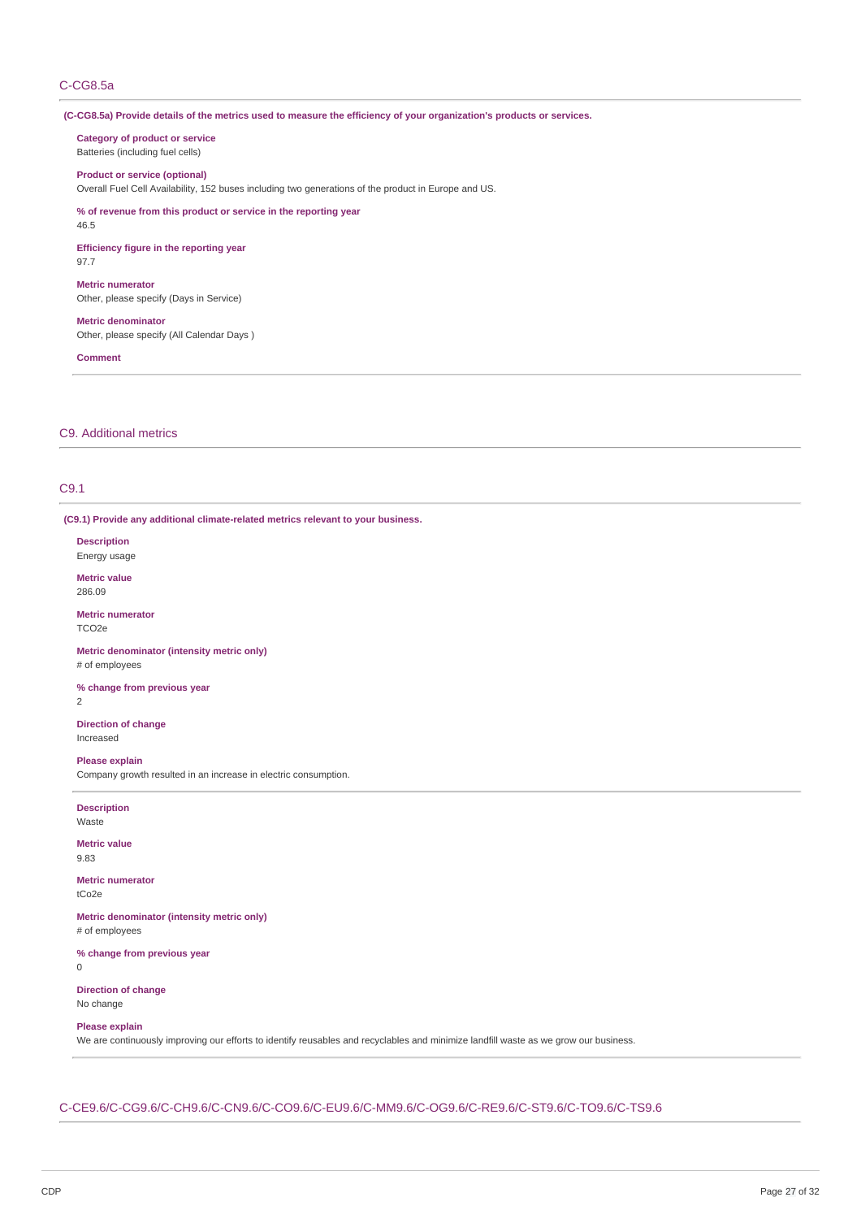## C-CG8.5a

**(C-CG8.5a) Provide details of the metrics used to measure the efficiency of your organization's products or services.**

**Category of product or service**
Batteries (including fuel cells)

**Product or service (optional)**
Overall Fuel Cell Availability, 152 buses including two generations of the product in Europe and US.

**% of revenue from this product or service in the reporting year**
46.5

**Efficiency figure in the reporting year**
97.7

**Metric numerator**
Other, please specify (Days in Service)

**Metric denominator**
Other, please specify (All Calendar Days )

**Comment**

---

# C9. Additional metrics

## C9.1

**(C9.1) Provide any additional climate-related metrics relevant to your business.**

**Description**
Energy usage

**Metric value**
286.09

**Metric numerator**
TCO2e

**Metric denominator (intensity metric only)**
# of employees

**% change from previous year**
2

**Direction of change**
Increased

**Please explain**
Company growth resulted in an increase in electric consumption.

---

**Description**
Waste

**Metric value**
9.83

**Metric numerator**
tCo2e

**Metric denominator (intensity metric only)**
# of employees

**% change from previous year**
0

**Direction of change**
No change

**Please explain**
We are continuously improving our efforts to identify reusables and recyclables and minimize landfill waste as we grow our business.

---

## C-CE9.6/C-CG9.6/C-CH9.6/C-CN9.6/C-CO9.6/C-EU9.6/C-MM9.6/C-OG9.6/C-RE9.6/C-ST9.6/C-TO9.6/C-TS9.6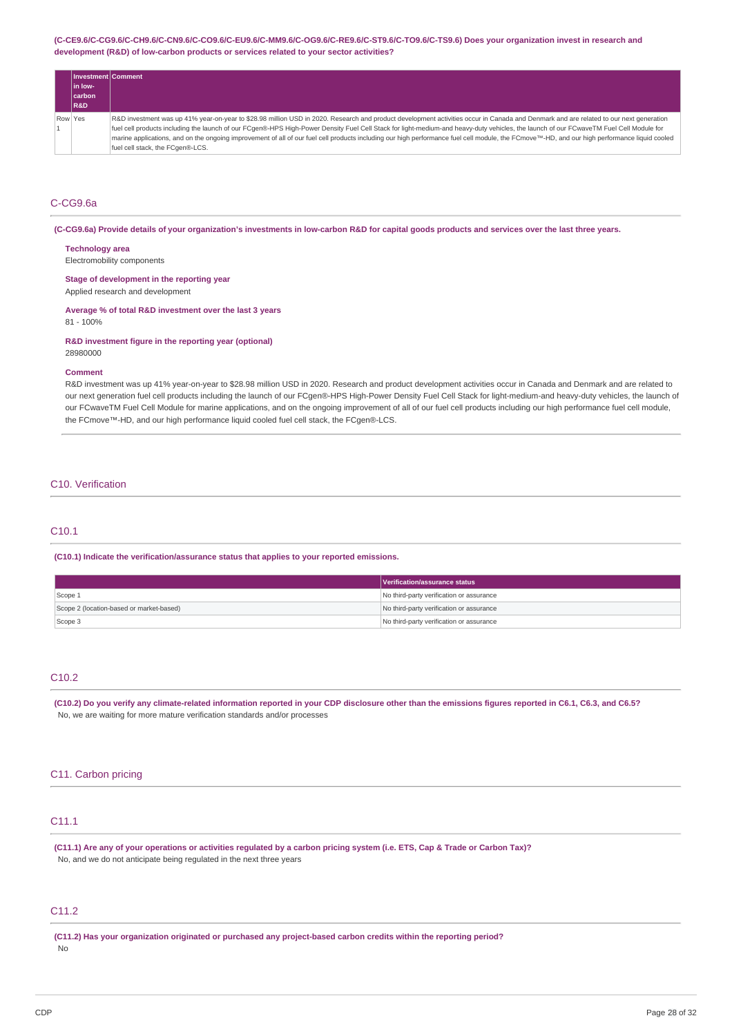**(C-CE9.6/C-CG9.6/C-CH9.6/C-CN9.6/C-CO9.6/C-EU9.6/C-MM9.6/C-OG9.6/C-RE9.6/C-ST9.6/C-TO9.6/C-TS9.6) Does your organization invest in research and development (R&D) of low-carbon products or services related to your sector activities?**

| | Investment in low-carbon R&D | Comment |
|---|---|---|
| Row 1 | Yes | R&D investment was up 41% year-on-year to $28.98 million USD in 2020. Research and product development activities occur in Canada and Denmark and are related to our next generation fuel cell products including the launch of our FCgen®-HPS High-Power Density Fuel Cell Stack for light-medium-and heavy-duty vehicles, the launch of our FCwaveTM Fuel Cell Module for marine applications, and on the ongoing improvement of all of our fuel cell products including our high performance fuel cell module, the FCmove™-HD, and our high performance liquid cooled fuel cell stack, the FCgen®-LCS. |

## C-CG9.6a

**(C-CG9.6a) Provide details of your organization's investments in low-carbon R&D for capital goods products and services over the last three years.**

**Technology area**
Electromobility components

**Stage of development in the reporting year**
Applied research and development

**Average % of total R&D investment over the last 3 years**
81 - 100%

**R&D investment figure in the reporting year (optional)**
28980000

**Comment**
R&D investment was up 41% year-on-year to $28.98 million USD in 2020. Research and product development activities occur in Canada and Denmark and are related to our next generation fuel cell products including the launch of our FCgen®-HPS High-Power Density Fuel Cell Stack for light-medium-and heavy-duty vehicles, the launch of our FCwaveTM Fuel Cell Module for marine applications, and on the ongoing improvement of all of our fuel cell products including our high performance fuel cell module, the FCmove™-HD, and our high performance liquid cooled fuel cell stack, the FCgen®-LCS.

# C10. Verification

## C10.1

**(C10.1) Indicate the verification/assurance status that applies to your reported emissions.**

| | Verification/assurance status |
|---|---|
| Scope 1 | No third-party verification or assurance |
| Scope 2 (location-based or market-based) | No third-party verification or assurance |
| Scope 3 | No third-party verification or assurance |

## C10.2

**(C10.2) Do you verify any climate-related information reported in your CDP disclosure other than the emissions figures reported in C6.1, C6.3, and C6.5?**
No, we are waiting for more mature verification standards and/or processes

# C11. Carbon pricing

## C11.1

**(C11.1) Are any of your operations or activities regulated by a carbon pricing system (i.e. ETS, Cap & Trade or Carbon Tax)?**
No, and we do not anticipate being regulated in the next three years

## C11.2

**(C11.2) Has your organization originated or purchased any project-based carbon credits within the reporting period?**
No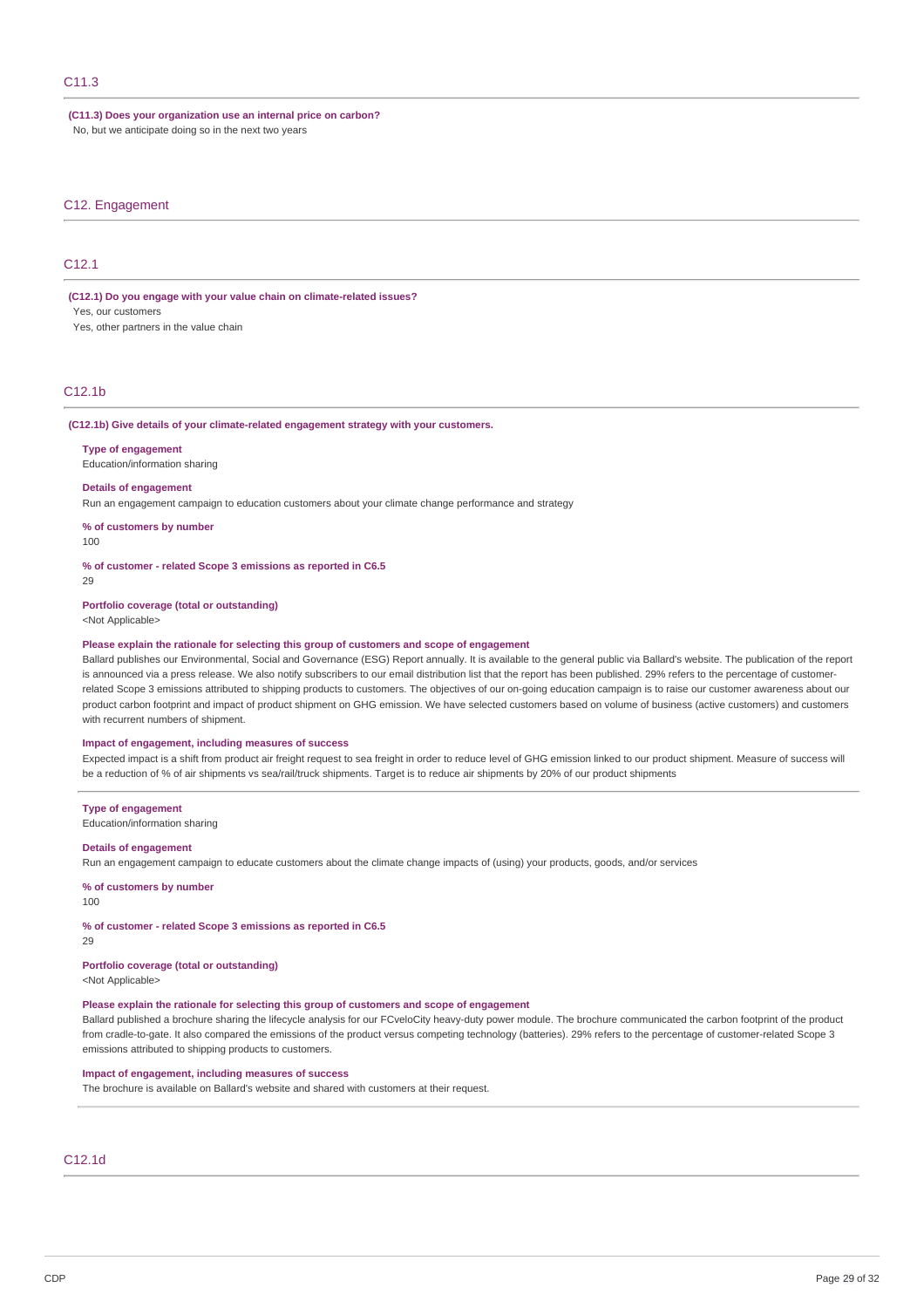## C11.3

**(C11.3) Does your organization use an internal price on carbon?**

No, but we anticipate doing so in the next two years

## C12. Engagement

## C12.1

**(C12.1) Do you engage with your value chain on climate-related issues?**

Yes, our customers

Yes, other partners in the value chain

## C12.1b

**(C12.1b) Give details of your climate-related engagement strategy with your customers.**

**Type of engagement**

Education/information sharing

**Details of engagement**

Run an engagement campaign to education customers about your climate change performance and strategy

**% of customers by number**

100

**% of customer - related Scope 3 emissions as reported in C6.5**

29

**Portfolio coverage (total or outstanding)**

<Not Applicable>

**Please explain the rationale for selecting this group of customers and scope of engagement**

Ballard publishes our Environmental, Social and Governance (ESG) Report annually. It is available to the general public via Ballard's website. The publication of the report is announced via a press release. We also notify subscribers to our email distribution list that the report has been published. 29% refers to the percentage of customer-related Scope 3 emissions attributed to shipping products to customers. The objectives of our on-going education campaign is to raise our customer awareness about our product carbon footprint and impact of product shipment on GHG emission. We have selected customers based on volume of business (active customers) and customers with recurrent numbers of shipment.

**Impact of engagement, including measures of success**

Expected impact is a shift from product air freight request to sea freight in order to reduce level of GHG emission linked to our product shipment. Measure of success will be a reduction of % of air shipments vs sea/rail/truck shipments. Target is to reduce air shipments by 20% of our product shipments

**Type of engagement**

Education/information sharing

**Details of engagement**

Run an engagement campaign to educate customers about the climate change impacts of (using) your products, goods, and/or services

**% of customers by number**

100

**% of customer - related Scope 3 emissions as reported in C6.5**

29

**Portfolio coverage (total or outstanding)**

<Not Applicable>

**Please explain the rationale for selecting this group of customers and scope of engagement**

Ballard published a brochure sharing the lifecycle analysis for our FCveloCity heavy-duty power module. The brochure communicated the carbon footprint of the product from cradle-to-gate. It also compared the emissions of the product versus competing technology (batteries). 29% refers to the percentage of customer-related Scope 3 emissions attributed to shipping products to customers.

**Impact of engagement, including measures of success**

The brochure is available on Ballard's website and shared with customers at their request.

## C12.1d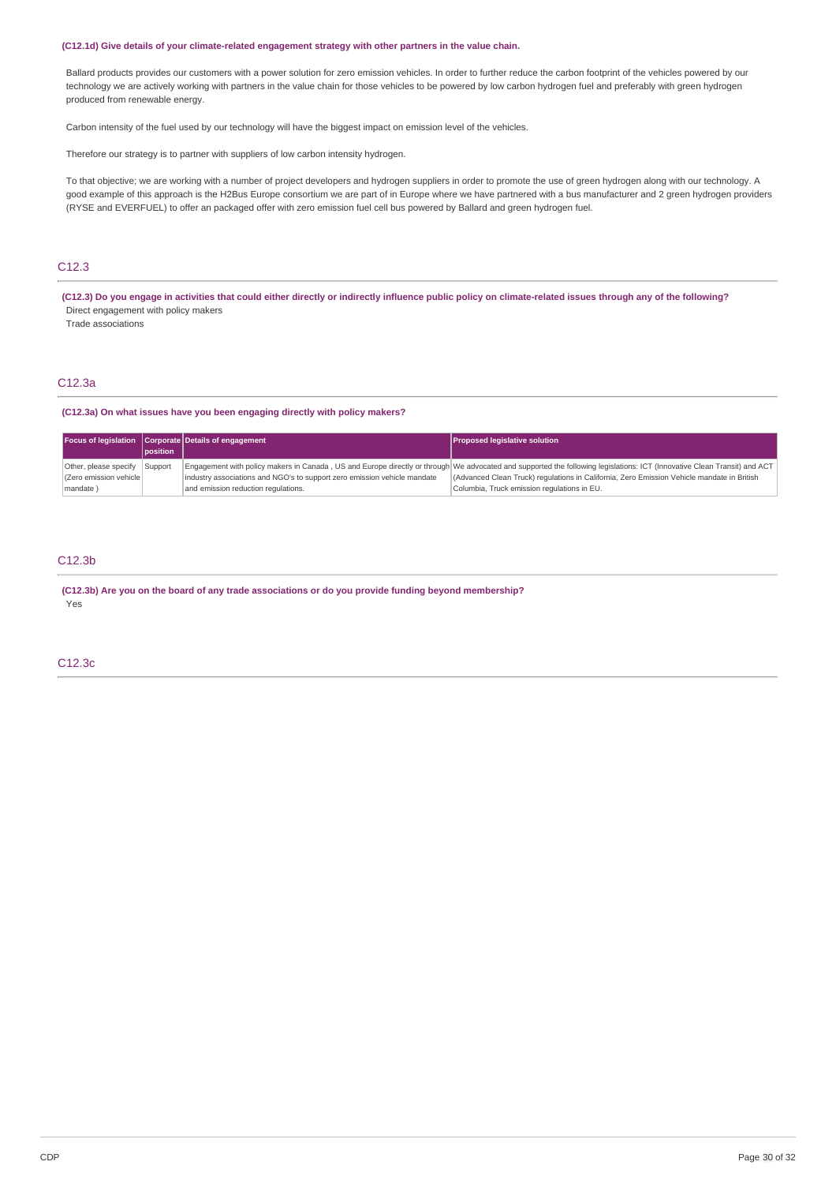**(C12.1d) Give details of your climate-related engagement strategy with other partners in the value chain.**

Ballard products provides our customers with a power solution for zero emission vehicles. In order to further reduce the carbon footprint of the vehicles powered by our technology we are actively working with partners in the value chain for those vehicles to be powered by low carbon hydrogen fuel and preferably with green hydrogen produced from renewable energy.

Carbon intensity of the fuel used by our technology will have the biggest impact on emission level of the vehicles.

Therefore our strategy is to partner with suppliers of low carbon intensity hydrogen.

To that objective; we are working with a number of project developers and hydrogen suppliers in order to promote the use of green hydrogen along with our technology. A good example of this approach is the H2Bus Europe consortium we are part of in Europe where we have partnered with a bus manufacturer and 2 green hydrogen providers (RYSE and EVERFUEL) to offer an packaged offer with zero emission fuel cell bus powered by Ballard and green hydrogen fuel.

## C12.3

**(C12.3) Do you engage in activities that could either directly or indirectly influence public policy on climate-related issues through any of the following?**

Direct engagement with policy makers

Trade associations

## C12.3a

**(C12.3a) On what issues have you been engaging directly with policy makers?**

| Focus of legislation | Corporate position | Details of engagement | Proposed legislative solution |
|---|---|---|---|
| Other, please specify (Zero emission vehicle mandate ) | Support | Engagement with policy makers in Canada , US and Europe directly or through industry associations and NGO's to support zero emission vehicle mandate and emission reduction regulations. | We advocated and supported the following legislations: ICT (Innovative Clean Transit) and ACT (Advanced Clean Truck) regulations in California, Zero Emission Vehicle mandate in British Columbia, Truck emission regulations in EU. |

## C12.3b

**(C12.3b) Are you on the board of any trade associations or do you provide funding beyond membership?**

Yes

## C12.3c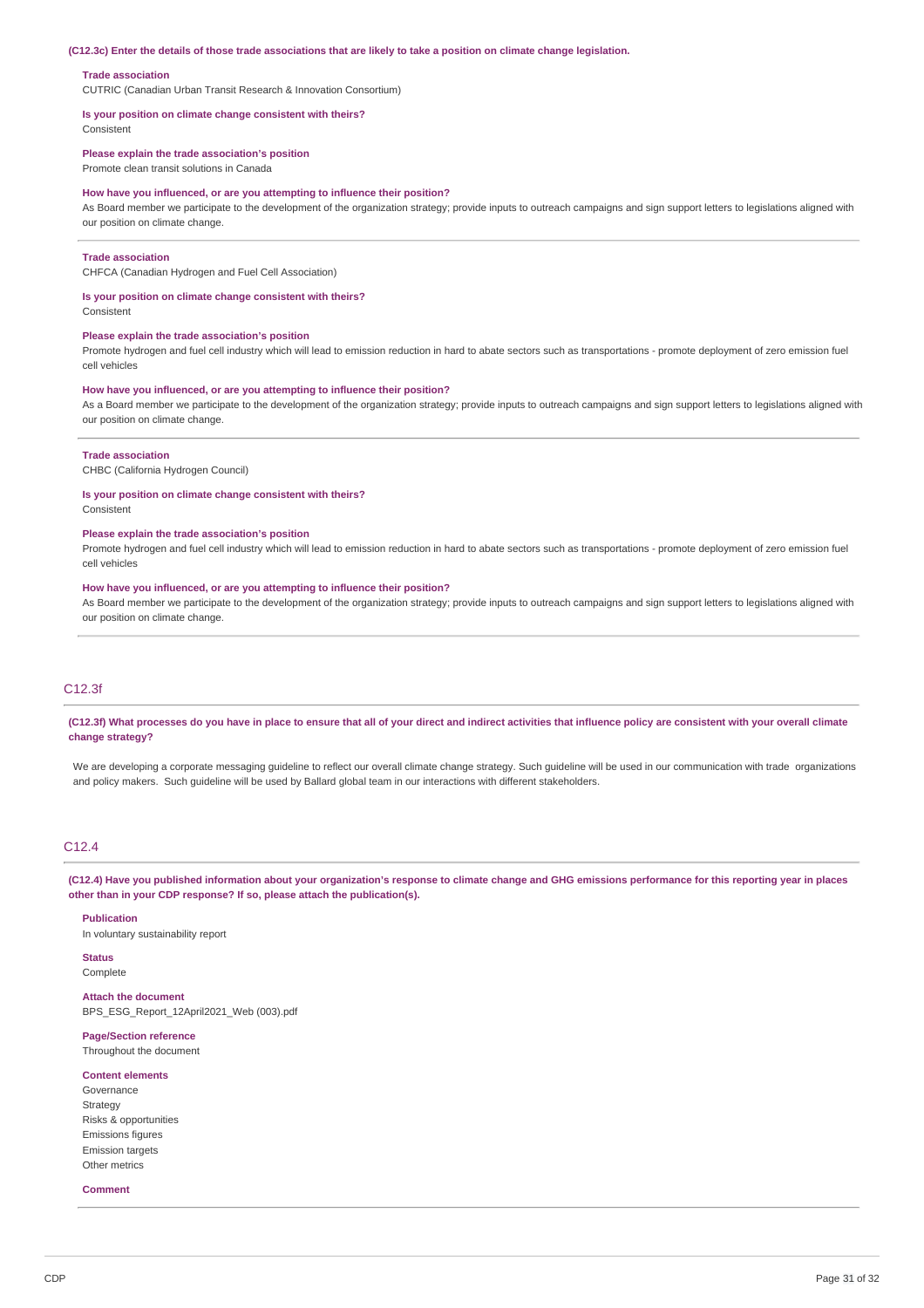**(C12.3c) Enter the details of those trade associations that are likely to take a position on climate change legislation.**

**Trade association**
CUTRIC (Canadian Urban Transit Research & Innovation Consortium)

**Is your position on climate change consistent with theirs?**
Consistent

**Please explain the trade association's position**
Promote clean transit solutions in Canada

**How have you influenced, or are you attempting to influence their position?**
As Board member we participate to the development of the organization strategy; provide inputs to outreach campaigns and sign support letters to legislations aligned with our position on climate change.

---

**Trade association**
CHFCA (Canadian Hydrogen and Fuel Cell Association)

**Is your position on climate change consistent with theirs?**
Consistent

**Please explain the trade association's position**
Promote hydrogen and fuel cell industry which will lead to emission reduction in hard to abate sectors such as transportations - promote deployment of zero emission fuel cell vehicles

**How have you influenced, or are you attempting to influence their position?**
As a Board member we participate to the development of the organization strategy; provide inputs to outreach campaigns and sign support letters to legislations aligned with our position on climate change.

---

**Trade association**
CHBC (California Hydrogen Council)

**Is your position on climate change consistent with theirs?**
Consistent

**Please explain the trade association's position**
Promote hydrogen and fuel cell industry which will lead to emission reduction in hard to abate sectors such as transportations - promote deployment of zero emission fuel cell vehicles

**How have you influenced, or are you attempting to influence their position?**
As Board member we participate to the development of the organization strategy; provide inputs to outreach campaigns and sign support letters to legislations aligned with our position on climate change.

## C12.3f

**(C12.3f) What processes do you have in place to ensure that all of your direct and indirect activities that influence policy are consistent with your overall climate change strategy?**

We are developing a corporate messaging guideline to reflect our overall climate change strategy. Such guideline will be used in our communication with trade organizations and policy makers. Such guideline will be used by Ballard global team in our interactions with different stakeholders.

## C12.4

**(C12.4) Have you published information about your organization's response to climate change and GHG emissions performance for this reporting year in places other than in your CDP response? If so, please attach the publication(s).**

**Publication**
In voluntary sustainability report

**Status**
Complete

**Attach the document**
BPS_ESG_Report_12April2021_Web (003).pdf

**Page/Section reference**
Throughout the document

**Content elements**
Governance
Strategy
Risks & opportunities
Emissions figures
Emission targets
Other metrics

**Comment**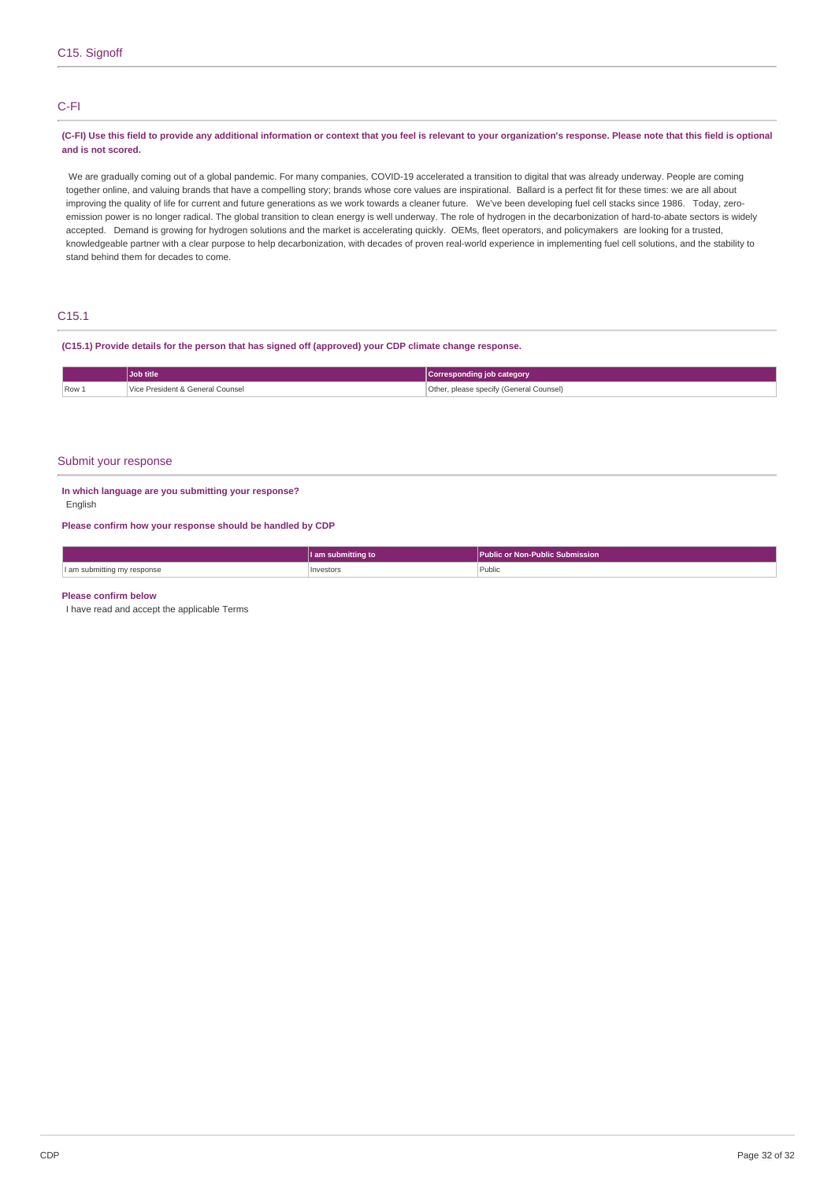## C15. Signoff

### C-FI

**(C-FI) Use this field to provide any additional information or context that you feel is relevant to your organization's response. Please note that this field is optional and is not scored.**

We are gradually coming out of a global pandemic. For many companies, COVID-19 accelerated a transition to digital that was already underway. People are coming together online, and valuing brands that have a compelling story; brands whose core values are inspirational. Ballard is a perfect fit for these times: we are all about improving the quality of life for current and future generations as we work towards a cleaner future. We've been developing fuel cell stacks since 1986. Today, zero-emission power is no longer radical. The global transition to clean energy is well underway. The role of hydrogen in the decarbonization of hard-to-abate sectors is widely accepted. Demand is growing for hydrogen solutions and the market is accelerating quickly. OEMs, fleet operators, and policymakers are looking for a trusted, knowledgeable partner with a clear purpose to help decarbonization, with decades of proven real-world experience in implementing fuel cell solutions, and the stability to stand behind them for decades to come.

### C15.1

**(C15.1) Provide details for the person that has signed off (approved) your CDP climate change response.**

| | Job title | Corresponding job category |
|---|---|---|
| Row 1 | Vice President & General Counsel | Other, please specify (General Counsel) |

## Submit your response

**In which language are you submitting your response?**

English

**Please confirm how your response should be handled by CDP**

| | I am submitting to | Public or Non-Public Submission |
|---|---|---|
| I am submitting my response | Investors | Public |

**Please confirm below**

I have read and accept the applicable Terms